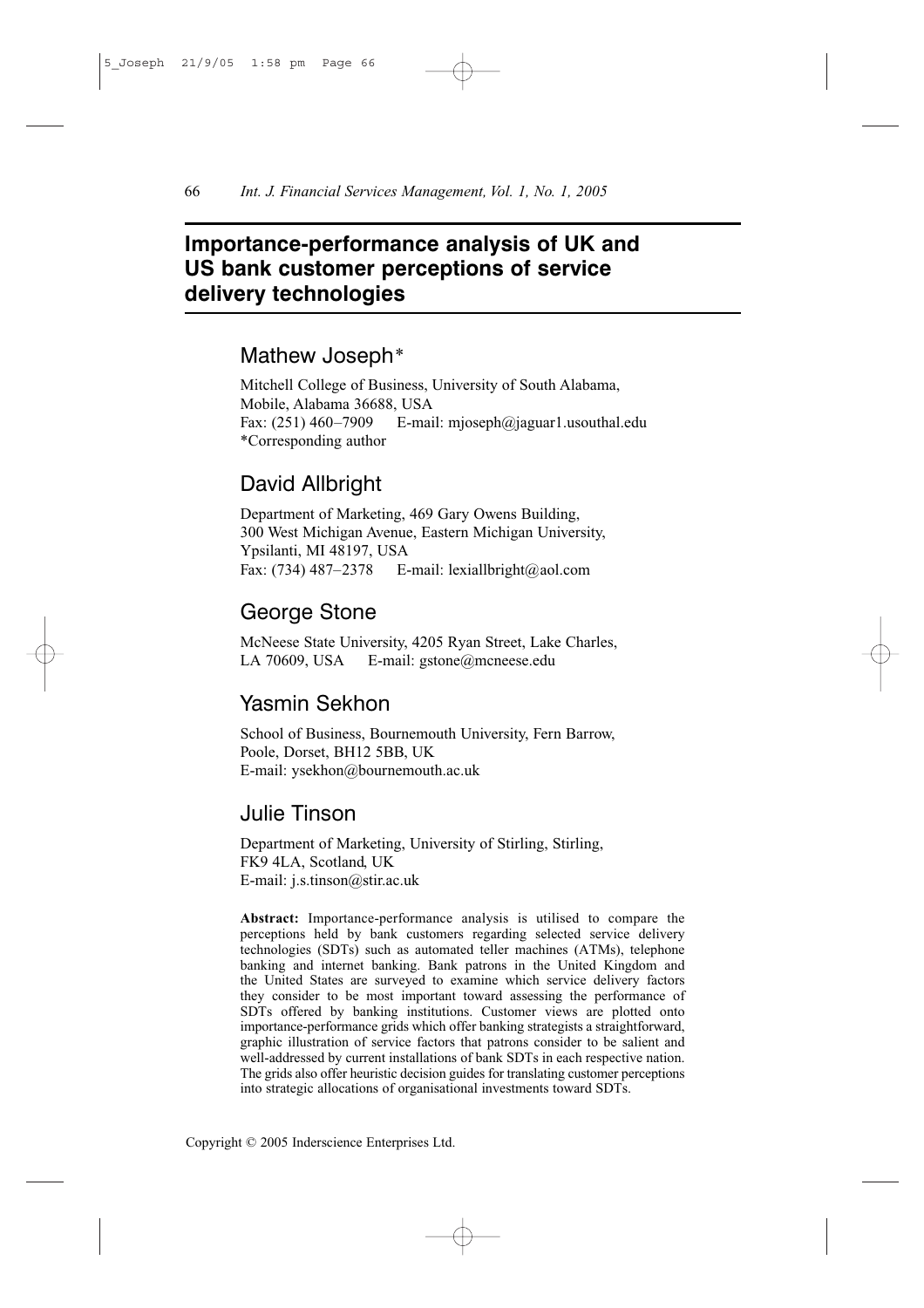# Importance-performance analysis of UK and US bank customer perceptions of service delivery technologies

## Mathew Joseph*

Mitchell College of Business, University of South Alabama,
Mobile, Alabama 36688, USA
Fax: (251) 460–7909 E-mail: mjoseph@jaguar1.usouthal.edu
*Corresponding author

## David Allbright

Department of Marketing, 469 Gary Owens Building,
300 West Michigan Avenue, Eastern Michigan University,
Ypsilanti, MI 48197, USA
Fax: (734) 487–2378 E-mail: lexiallbright@aol.com

## George Stone

McNeese State University, 4205 Ryan Street, Lake Charles,
LA 70609, USA E-mail: gstone@mcneese.edu

## Yasmin Sekhon

School of Business, Bournemouth University, Fern Barrow,
Poole, Dorset, BH12 5BB, UK
E-mail: ysekhon@bournemouth.ac.uk

## Julie Tinson

Department of Marketing, University of Stirling, Stirling,
FK9 4LA, Scotland, UK
E-mail: j.s.tinson@stir.ac.uk

**Abstract:** Importance-performance analysis is utilised to compare the perceptions held by bank customers regarding selected service delivery technologies (SDTs) such as automated teller machines (ATMs), telephone banking and internet banking. Bank patrons in the United Kingdom and the United States are surveyed to examine which service delivery factors they consider to be most important toward assessing the performance of SDTs offered by banking institutions. Customer views are plotted onto importance-performance grids which offer banking strategists a straightforward, graphic illustration of service factors that patrons consider to be salient and well-addressed by current installations of bank SDTs in each respective nation. The grids also offer heuristic decision guides for translating customer perceptions into strategic allocations of organisational investments toward SDTs.

Copyright © 2005 Inderscience Enterprises Ltd.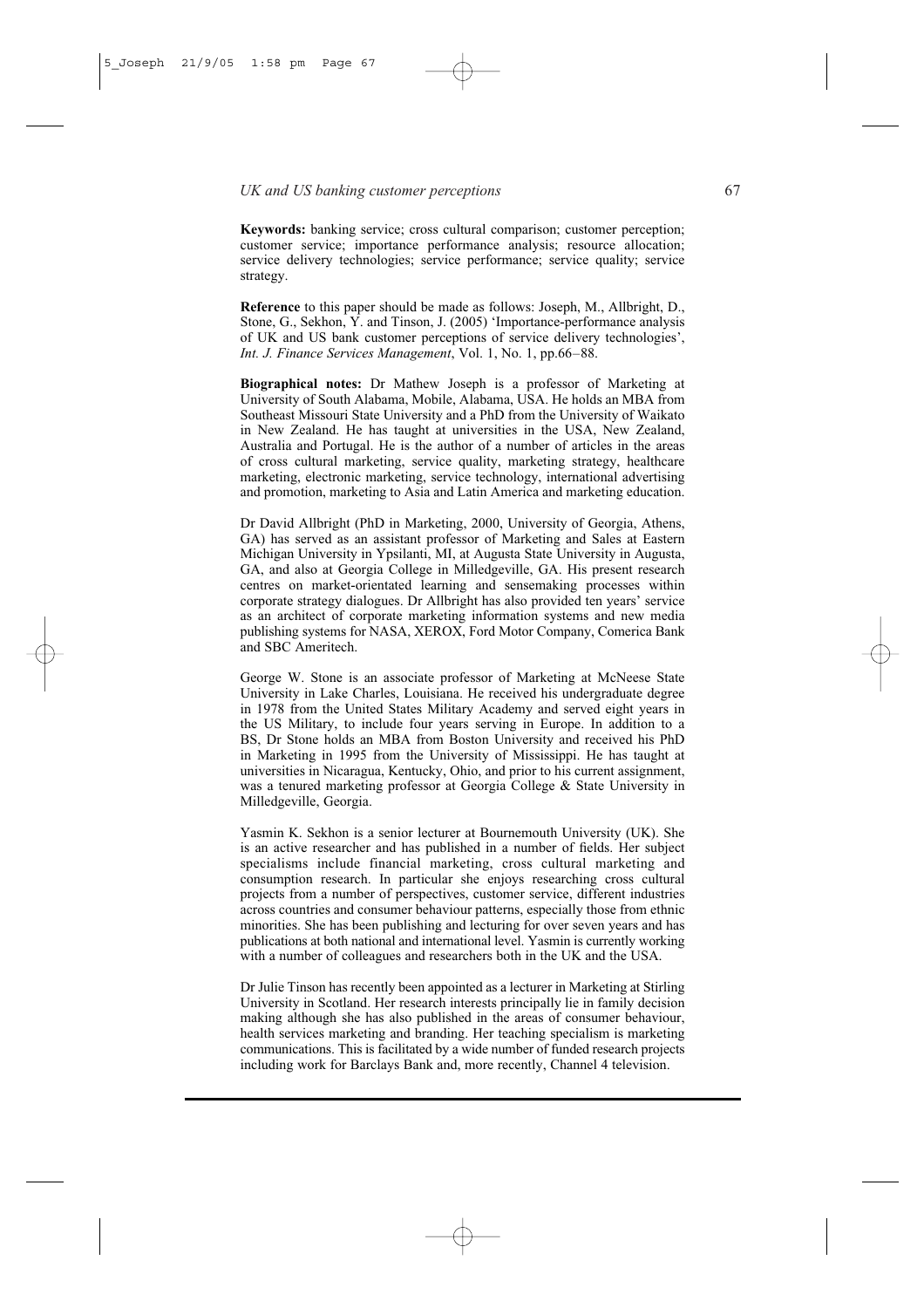**Keywords:** banking service; cross cultural comparison; customer perception; customer service; importance performance analysis; resource allocation; service delivery technologies; service performance; service quality; service strategy.

**Reference** to this paper should be made as follows: Joseph, M., Allbright, D., Stone, G., Sekhon, Y. and Tinson, J. (2005) 'Importance-performance analysis of UK and US bank customer perceptions of service delivery technologies', *Int. J. Finance Services Management*, Vol. 1, No. 1, pp.66–88.

**Biographical notes:** Dr Mathew Joseph is a professor of Marketing at University of South Alabama, Mobile, Alabama, USA. He holds an MBA from Southeast Missouri State University and a PhD from the University of Waikato in New Zealand. He has taught at universities in the USA, New Zealand, Australia and Portugal. He is the author of a number of articles in the areas of cross cultural marketing, service quality, marketing strategy, healthcare marketing, electronic marketing, service technology, international advertising and promotion, marketing to Asia and Latin America and marketing education.

Dr David Allbright (PhD in Marketing, 2000, University of Georgia, Athens, GA) has served as an assistant professor of Marketing and Sales at Eastern Michigan University in Ypsilanti, MI, at Augusta State University in Augusta, GA, and also at Georgia College in Milledgeville, GA. His present research centres on market-orientated learning and sensemaking processes within corporate strategy dialogues. Dr Allbright has also provided ten years' service as an architect of corporate marketing information systems and new media publishing systems for NASA, XEROX, Ford Motor Company, Comerica Bank and SBC Ameritech.

George W. Stone is an associate professor of Marketing at McNeese State University in Lake Charles, Louisiana. He received his undergraduate degree in 1978 from the United States Military Academy and served eight years in the US Military, to include four years serving in Europe. In addition to a BS, Dr Stone holds an MBA from Boston University and received his PhD in Marketing in 1995 from the University of Mississippi. He has taught at universities in Nicaragua, Kentucky, Ohio, and prior to his current assignment, was a tenured marketing professor at Georgia College & State University in Milledgeville, Georgia.

Yasmin K. Sekhon is a senior lecturer at Bournemouth University (UK). She is an active researcher and has published in a number of fields. Her subject specialisms include financial marketing, cross cultural marketing and consumption research. In particular she enjoys researching cross cultural projects from a number of perspectives, customer service, different industries across countries and consumer behaviour patterns, especially those from ethnic minorities. She has been publishing and lecturing for over seven years and has publications at both national and international level. Yasmin is currently working with a number of colleagues and researchers both in the UK and the USA.

Dr Julie Tinson has recently been appointed as a lecturer in Marketing at Stirling University in Scotland. Her research interests principally lie in family decision making although she has also published in the areas of consumer behaviour, health services marketing and branding. Her teaching specialism is marketing communications. This is facilitated by a wide number of funded research projects including work for Barclays Bank and, more recently, Channel 4 television.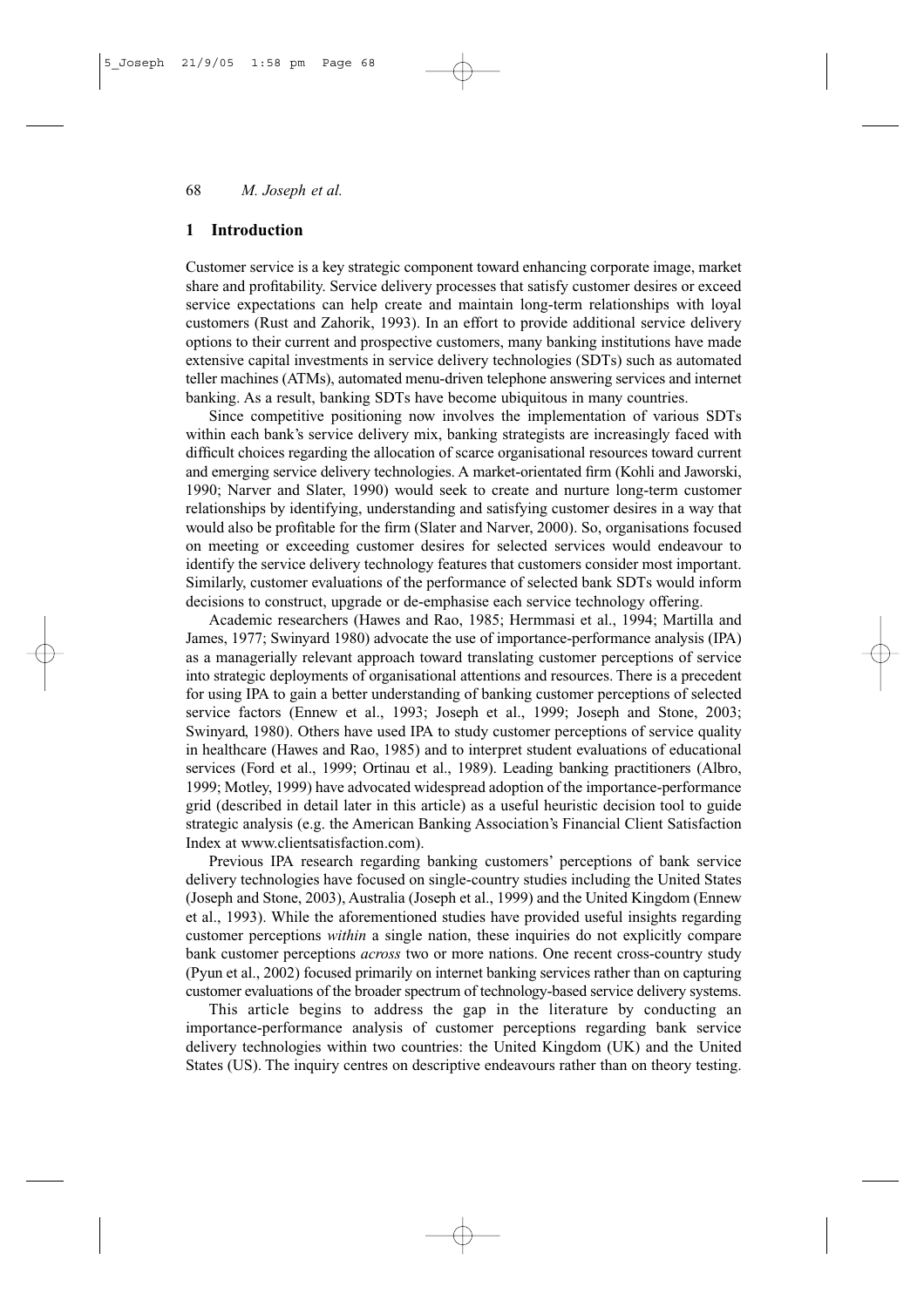## 1 Introduction

Customer service is a key strategic component toward enhancing corporate image, market share and profitability. Service delivery processes that satisfy customer desires or exceed service expectations can help create and maintain long-term relationships with loyal customers (Rust and Zahorik, 1993). In an effort to provide additional service delivery options to their current and prospective customers, many banking institutions have made extensive capital investments in service delivery technologies (SDTs) such as automated teller machines (ATMs), automated menu-driven telephone answering services and internet banking. As a result, banking SDTs have become ubiquitous in many countries.

Since competitive positioning now involves the implementation of various SDTs within each bank's service delivery mix, banking strategists are increasingly faced with difficult choices regarding the allocation of scarce organisational resources toward current and emerging service delivery technologies. A market-orientated firm (Kohli and Jaworski, 1990; Narver and Slater, 1990) would seek to create and nurture long-term customer relationships by identifying, understanding and satisfying customer desires in a way that would also be profitable for the firm (Slater and Narver, 2000). So, organisations focused on meeting or exceeding customer desires for selected services would endeavour to identify the service delivery technology features that customers consider most important. Similarly, customer evaluations of the performance of selected bank SDTs would inform decisions to construct, upgrade or de-emphasise each service technology offering.

Academic researchers (Hawes and Rao, 1985; Hermmasi et al., 1994; Martilla and James, 1977; Swinyard 1980) advocate the use of importance-performance analysis (IPA) as a managerially relevant approach toward translating customer perceptions of service into strategic deployments of organisational attentions and resources. There is a precedent for using IPA to gain a better understanding of banking customer perceptions of selected service factors (Ennew et al., 1993; Joseph et al., 1999; Joseph and Stone, 2003; Swinyard, 1980). Others have used IPA to study customer perceptions of service quality in healthcare (Hawes and Rao, 1985) and to interpret student evaluations of educational services (Ford et al., 1999; Ortinau et al., 1989). Leading banking practitioners (Albro, 1999; Motley, 1999) have advocated widespread adoption of the importance-performance grid (described in detail later in this article) as a useful heuristic decision tool to guide strategic analysis (e.g. the American Banking Association's Financial Client Satisfaction Index at www.clientsatisfaction.com).

Previous IPA research regarding banking customers' perceptions of bank service delivery technologies have focused on single-country studies including the United States (Joseph and Stone, 2003), Australia (Joseph et al., 1999) and the United Kingdom (Ennew et al., 1993). While the aforementioned studies have provided useful insights regarding customer perceptions *within* a single nation, these inquiries do not explicitly compare bank customer perceptions *across* two or more nations. One recent cross-country study (Pyun et al., 2002) focused primarily on internet banking services rather than on capturing customer evaluations of the broader spectrum of technology-based service delivery systems.

This article begins to address the gap in the literature by conducting an importance-performance analysis of customer perceptions regarding bank service delivery technologies within two countries: the United Kingdom (UK) and the United States (US). The inquiry centres on descriptive endeavours rather than on theory testing.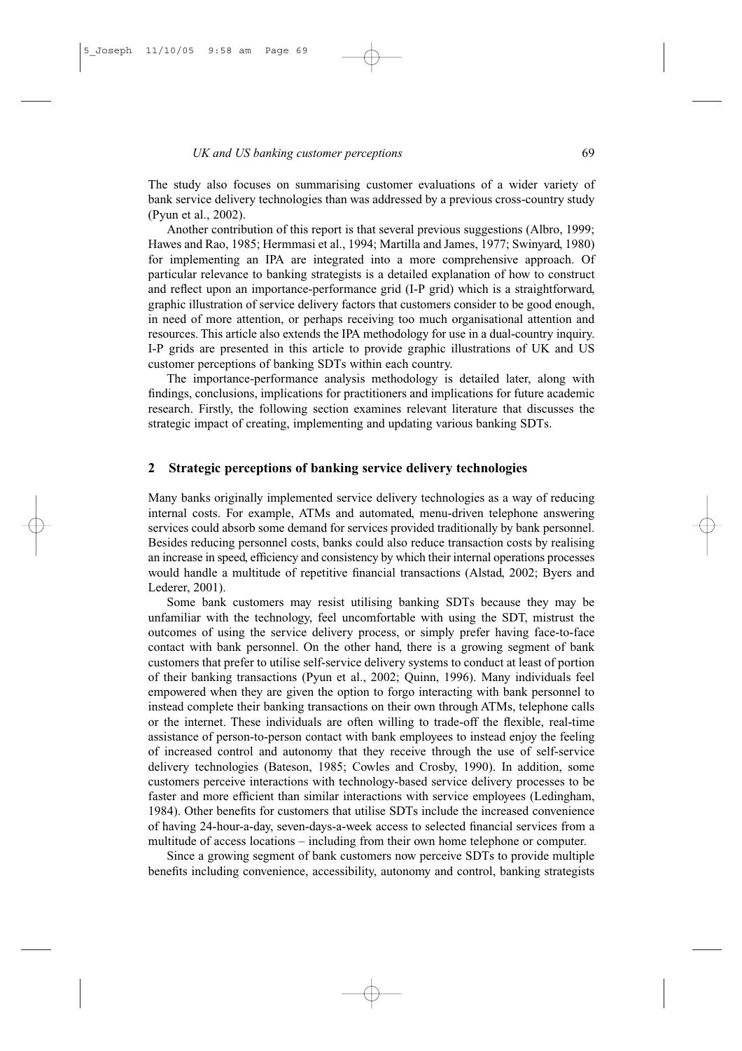The study also focuses on summarising customer evaluations of a wider variety of bank service delivery technologies than was addressed by a previous cross-country study (Pyun et al., 2002).

Another contribution of this report is that several previous suggestions (Albro, 1999; Hawes and Rao, 1985; Hermmasi et al., 1994; Martilla and James, 1977; Swinyard, 1980) for implementing an IPA are integrated into a more comprehensive approach. Of particular relevance to banking strategists is a detailed explanation of how to construct and reflect upon an importance-performance grid (I-P grid) which is a straightforward, graphic illustration of service delivery factors that customers consider to be good enough, in need of more attention, or perhaps receiving too much organisational attention and resources. This article also extends the IPA methodology for use in a dual-country inquiry. I-P grids are presented in this article to provide graphic illustrations of UK and US customer perceptions of banking SDTs within each country.

The importance-performance analysis methodology is detailed later, along with findings, conclusions, implications for practitioners and implications for future academic research. Firstly, the following section examines relevant literature that discusses the strategic impact of creating, implementing and updating various banking SDTs.

## 2 Strategic perceptions of banking service delivery technologies

Many banks originally implemented service delivery technologies as a way of reducing internal costs. For example, ATMs and automated, menu-driven telephone answering services could absorb some demand for services provided traditionally by bank personnel. Besides reducing personnel costs, banks could also reduce transaction costs by realising an increase in speed, efficiency and consistency by which their internal operations processes would handle a multitude of repetitive financial transactions (Alstad, 2002; Byers and Lederer, 2001).

Some bank customers may resist utilising banking SDTs because they may be unfamiliar with the technology, feel uncomfortable with using the SDT, mistrust the outcomes of using the service delivery process, or simply prefer having face-to-face contact with bank personnel. On the other hand, there is a growing segment of bank customers that prefer to utilise self-service delivery systems to conduct at least of portion of their banking transactions (Pyun et al., 2002; Quinn, 1996). Many individuals feel empowered when they are given the option to forgo interacting with bank personnel to instead complete their banking transactions on their own through ATMs, telephone calls or the internet. These individuals are often willing to trade-off the flexible, real-time assistance of person-to-person contact with bank employees to instead enjoy the feeling of increased control and autonomy that they receive through the use of self-service delivery technologies (Bateson, 1985; Cowles and Crosby, 1990). In addition, some customers perceive interactions with technology-based service delivery processes to be faster and more efficient than similar interactions with service employees (Ledingham, 1984). Other benefits for customers that utilise SDTs include the increased convenience of having 24-hour-a-day, seven-days-a-week access to selected financial services from a multitude of access locations – including from their own home telephone or computer.

Since a growing segment of bank customers now perceive SDTs to provide multiple benefits including convenience, accessibility, autonomy and control, banking strategists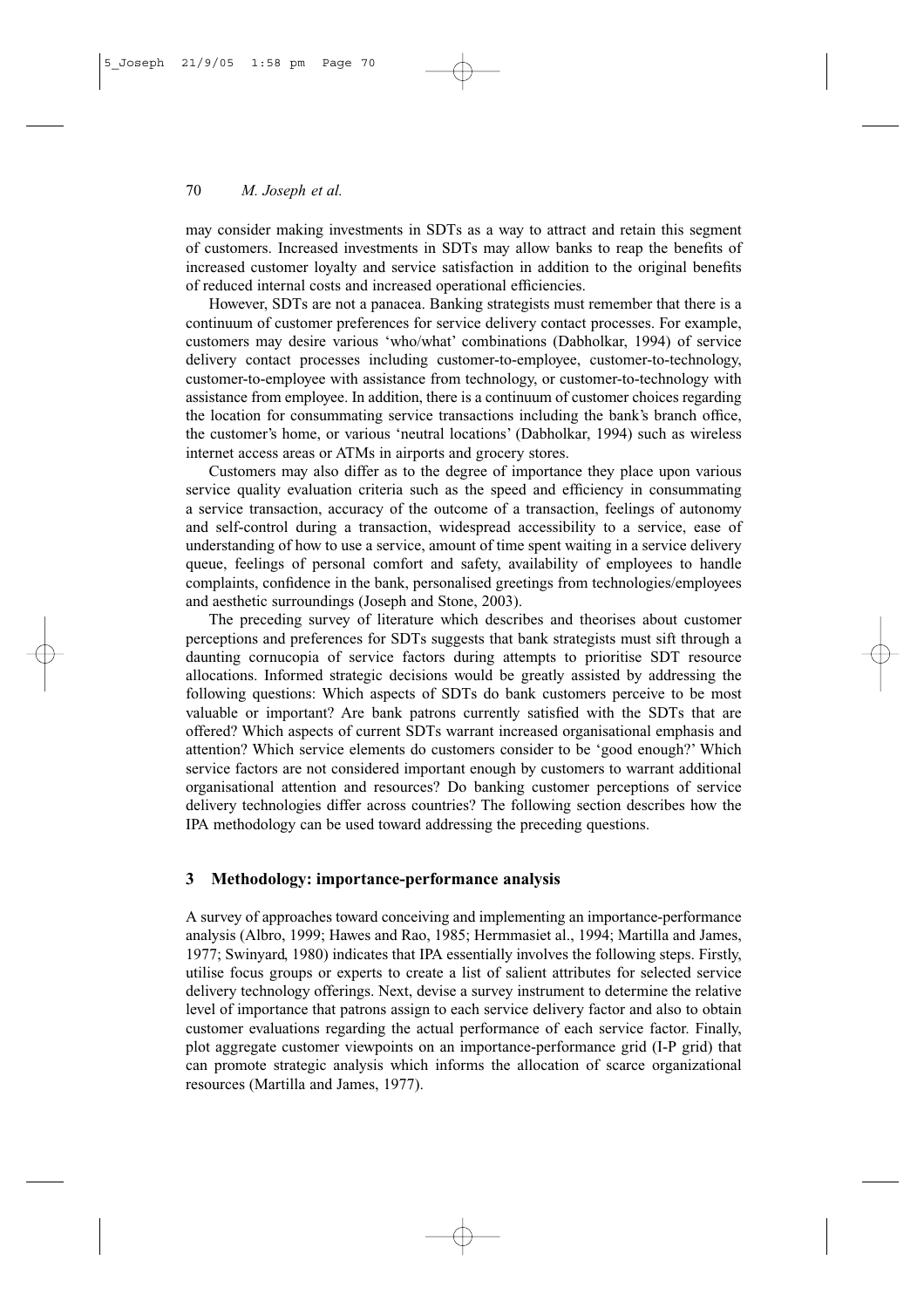may consider making investments in SDTs as a way to attract and retain this segment of customers. Increased investments in SDTs may allow banks to reap the benefits of increased customer loyalty and service satisfaction in addition to the original benefits of reduced internal costs and increased operational efficiencies.

However, SDTs are not a panacea. Banking strategists must remember that there is a continuum of customer preferences for service delivery contact processes. For example, customers may desire various 'who/what' combinations (Dabholkar, 1994) of service delivery contact processes including customer-to-employee, customer-to-technology, customer-to-employee with assistance from technology, or customer-to-technology with assistance from employee. In addition, there is a continuum of customer choices regarding the location for consummating service transactions including the bank's branch office, the customer's home, or various 'neutral locations' (Dabholkar, 1994) such as wireless internet access areas or ATMs in airports and grocery stores.

Customers may also differ as to the degree of importance they place upon various service quality evaluation criteria such as the speed and efficiency in consummating a service transaction, accuracy of the outcome of a transaction, feelings of autonomy and self-control during a transaction, widespread accessibility to a service, ease of understanding of how to use a service, amount of time spent waiting in a service delivery queue, feelings of personal comfort and safety, availability of employees to handle complaints, confidence in the bank, personalised greetings from technologies/employees and aesthetic surroundings (Joseph and Stone, 2003).

The preceding survey of literature which describes and theorises about customer perceptions and preferences for SDTs suggests that bank strategists must sift through a daunting cornucopia of service factors during attempts to prioritise SDT resource allocations. Informed strategic decisions would be greatly assisted by addressing the following questions: Which aspects of SDTs do bank customers perceive to be most valuable or important? Are bank patrons currently satisfied with the SDTs that are offered? Which aspects of current SDTs warrant increased organisational emphasis and attention? Which service elements do customers consider to be 'good enough?' Which service factors are not considered important enough by customers to warrant additional organisational attention and resources? Do banking customer perceptions of service delivery technologies differ across countries? The following section describes how the IPA methodology can be used toward addressing the preceding questions.

## 3 Methodology: importance-performance analysis

A survey of approaches toward conceiving and implementing an importance-performance analysis (Albro, 1999; Hawes and Rao, 1985; Hermmasiet al., 1994; Martilla and James, 1977; Swinyard, 1980) indicates that IPA essentially involves the following steps. Firstly, utilise focus groups or experts to create a list of salient attributes for selected service delivery technology offerings. Next, devise a survey instrument to determine the relative level of importance that patrons assign to each service delivery factor and also to obtain customer evaluations regarding the actual performance of each service factor. Finally, plot aggregate customer viewpoints on an importance-performance grid (I-P grid) that can promote strategic analysis which informs the allocation of scarce organizational resources (Martilla and James, 1977).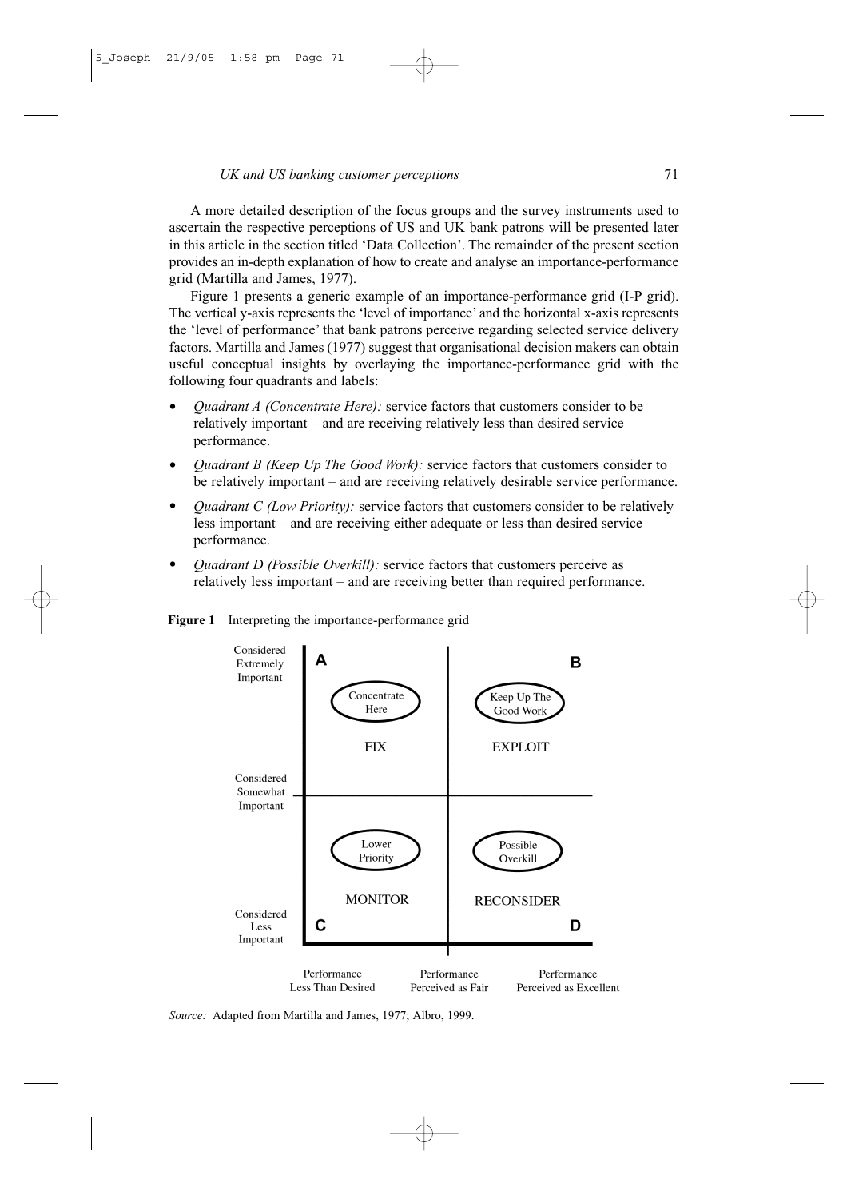A more detailed description of the focus groups and the survey instruments used to ascertain the respective perceptions of US and UK bank patrons will be presented later in this article in the section titled 'Data Collection'. The remainder of the present section provides an in-depth explanation of how to create and analyse an importance-performance grid (Martilla and James, 1977).

Figure 1 presents a generic example of an importance-performance grid (I-P grid). The vertical y-axis represents the 'level of importance' and the horizontal x-axis represents the 'level of performance' that bank patrons perceive regarding selected service delivery factors. Martilla and James (1977) suggest that organisational decision makers can obtain useful conceptual insights by overlaying the importance-performance grid with the following four quadrants and labels:

- *Quadrant A (Concentrate Here):* service factors that customers consider to be relatively important – and are receiving relatively less than desired service performance.
- *Quadrant B (Keep Up The Good Work):* service factors that customers consider to be relatively important – and are receiving relatively desirable service performance.
- *Quadrant C (Low Priority):* service factors that customers consider to be relatively less important – and are receiving either adequate or less than desired service performance.
- *Quadrant D (Possible Overkill):* service factors that customers perceive as relatively less important – and are receiving better than required performance.

**Figure 1** Interpreting the importance-performance grid

| | Performance Less Than Desired | Performance Perceived as Excellent |
|---|---|---|
| Considered Extremely Important | **A** – Concentrate Here – FIX | **B** – Keep Up The Good Work – EXPLOIT |
| Considered Somewhat Important | | |
| Considered Less Important | **C** – Lower Priority – MONITOR | **D** – Possible Overkill – RECONSIDER |

(Horizontal axis: Performance Less Than Desired; Performance Perceived as Fair; Performance Perceived as Excellent)

*Source:* Adapted from Martilla and James, 1977; Albro, 1999.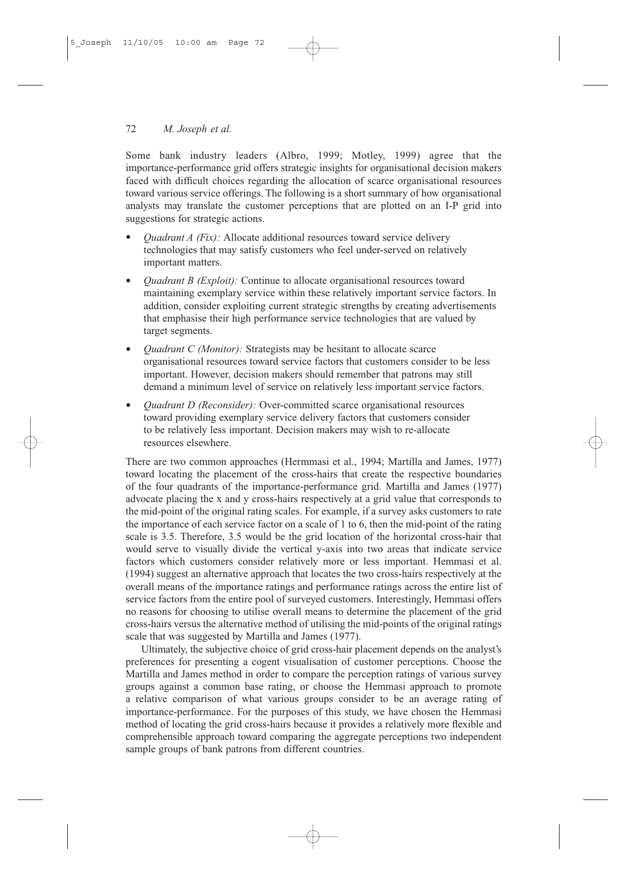Some bank industry leaders (Albro, 1999; Motley, 1999) agree that the importance-performance grid offers strategic insights for organisational decision makers faced with difficult choices regarding the allocation of scarce organisational resources toward various service offerings. The following is a short summary of how organisational analysts may translate the customer perceptions that are plotted on an I-P grid into suggestions for strategic actions.

- *Quadrant A (Fix):* Allocate additional resources toward service delivery technologies that may satisfy customers who feel under-served on relatively important matters.
- *Quadrant B (Exploit):* Continue to allocate organisational resources toward maintaining exemplary service within these relatively important service factors. In addition, consider exploiting current strategic strengths by creating advertisements that emphasise their high performance service technologies that are valued by target segments.
- *Quadrant C (Monitor):* Strategists may be hesitant to allocate scarce organisational resources toward service factors that customers consider to be less important. However, decision makers should remember that patrons may still demand a minimum level of service on relatively less important service factors.
- *Quadrant D (Reconsider):* Over-committed scarce organisational resources toward providing exemplary service delivery factors that customers consider to be relatively less important. Decision makers may wish to re-allocate resources elsewhere.

There are two common approaches (Hermmasi et al., 1994; Martilla and James, 1977) toward locating the placement of the cross-hairs that create the respective boundaries of the four quadrants of the importance-performance grid. Martilla and James (1977) advocate placing the x and y cross-hairs respectively at a grid value that corresponds to the mid-point of the original rating scales. For example, if a survey asks customers to rate the importance of each service factor on a scale of 1 to 6, then the mid-point of the rating scale is 3.5. Therefore, 3.5 would be the grid location of the horizontal cross-hair that would serve to visually divide the vertical y-axis into two areas that indicate service factors which customers consider relatively more or less important. Hemmasi et al. (1994) suggest an alternative approach that locates the two cross-hairs respectively at the overall means of the importance ratings and performance ratings across the entire list of service factors from the entire pool of surveyed customers. Interestingly, Hemmasi offers no reasons for choosing to utilise overall means to determine the placement of the grid cross-hairs versus the alternative method of utilising the mid-points of the original ratings scale that was suggested by Martilla and James (1977).

Ultimately, the subjective choice of grid cross-hair placement depends on the analyst's preferences for presenting a cogent visualisation of customer perceptions. Choose the Martilla and James method in order to compare the perception ratings of various survey groups against a common base rating, or choose the Hemmasi approach to promote a relative comparison of what various groups consider to be an average rating of importance-performance. For the purposes of this study, we have chosen the Hemmasi method of locating the grid cross-hairs because it provides a relatively more flexible and comprehensible approach toward comparing the aggregate perceptions two independent sample groups of bank patrons from different countries.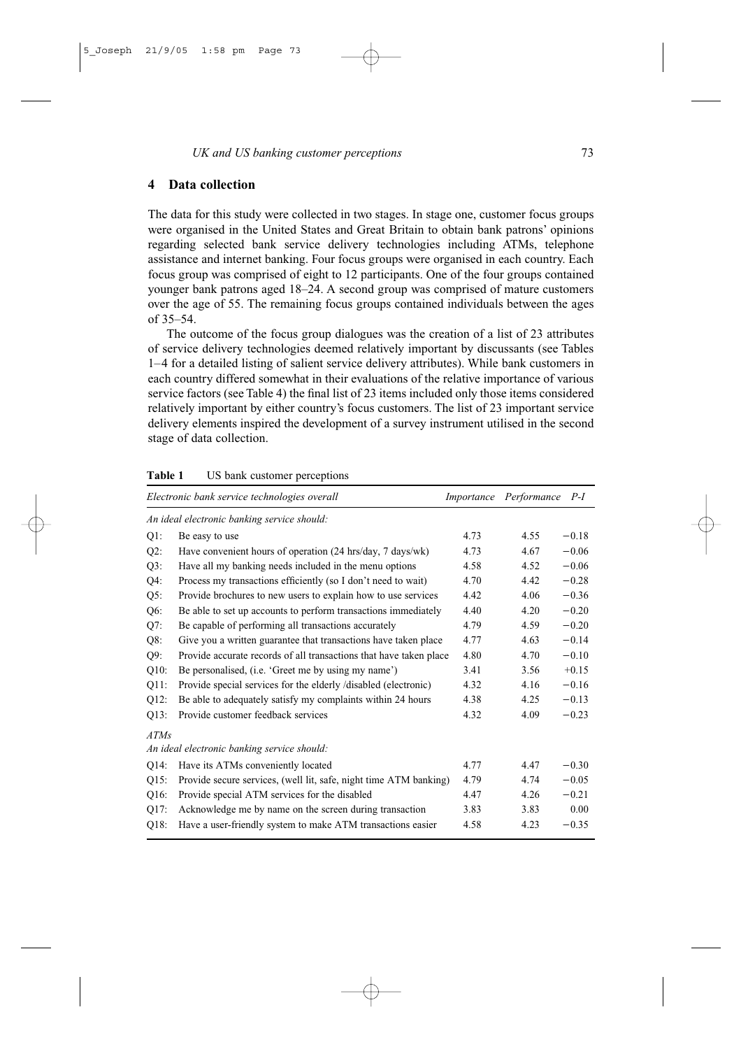## 4 Data collection

The data for this study were collected in two stages. In stage one, customer focus groups were organised in the United States and Great Britain to obtain bank patrons' opinions regarding selected bank service delivery technologies including ATMs, telephone assistance and internet banking. Four focus groups were organised in each country. Each focus group was comprised of eight to 12 participants. One of the four groups contained younger bank patrons aged 18–24. A second group was comprised of mature customers over the age of 55. The remaining focus groups contained individuals between the ages of 35–54.

The outcome of the focus group dialogues was the creation of a list of 23 attributes of service delivery technologies deemed relatively important by discussants (see Tables 1–4 for a detailed listing of salient service delivery attributes). While bank customers in each country differed somewhat in their evaluations of the relative importance of various service factors (see Table 4) the final list of 23 items included only those items considered relatively important by either country's focus customers. The list of 23 important service delivery elements inspired the development of a survey instrument utilised in the second stage of data collection.

**Table 1** US bank customer perceptions

| *Electronic bank service technologies overall* | | *Importance* | *Performance* | *P-I* |
|---|---|---|---|---|
| *An ideal electronic banking service should:* | | | | |
| Q1: | Be easy to use | 4.73 | 4.55 | −0.18 |
| Q2: | Have convenient hours of operation (24 hrs/day, 7 days/wk) | 4.73 | 4.67 | −0.06 |
| Q3: | Have all my banking needs included in the menu options | 4.58 | 4.52 | −0.06 |
| Q4: | Process my transactions efficiently (so I don't need to wait) | 4.70 | 4.42 | −0.28 |
| Q5: | Provide brochures to new users to explain how to use services | 4.42 | 4.06 | −0.36 |
| Q6: | Be able to set up accounts to perform transactions immediately | 4.40 | 4.20 | −0.20 |
| Q7: | Be capable of performing all transactions accurately | 4.79 | 4.59 | −0.20 |
| Q8: | Give you a written guarantee that transactions have taken place | 4.77 | 4.63 | −0.14 |
| Q9: | Provide accurate records of all transactions that have taken place | 4.80 | 4.70 | −0.10 |
| Q10: | Be personalised, (i.e. 'Greet me by using my name') | 3.41 | 3.56 | +0.15 |
| Q11: | Provide special services for the elderly /disabled (electronic) | 4.32 | 4.16 | −0.16 |
| Q12: | Be able to adequately satisfy my complaints within 24 hours | 4.38 | 4.25 | −0.13 |
| Q13: | Provide customer feedback services | 4.32 | 4.09 | −0.23 |
| *ATMs* | | | | |
| *An ideal electronic banking service should:* | | | | |
| Q14: | Have its ATMs conveniently located | 4.77 | 4.47 | −0.30 |
| Q15: | Provide secure services, (well lit, safe, night time ATM banking) | 4.79 | 4.74 | −0.05 |
| Q16: | Provide special ATM services for the disabled | 4.47 | 4.26 | −0.21 |
| Q17: | Acknowledge me by name on the screen during transaction | 3.83 | 3.83 | 0.00 |
| Q18: | Have a user-friendly system to make ATM transactions easier | 4.58 | 4.23 | −0.35 |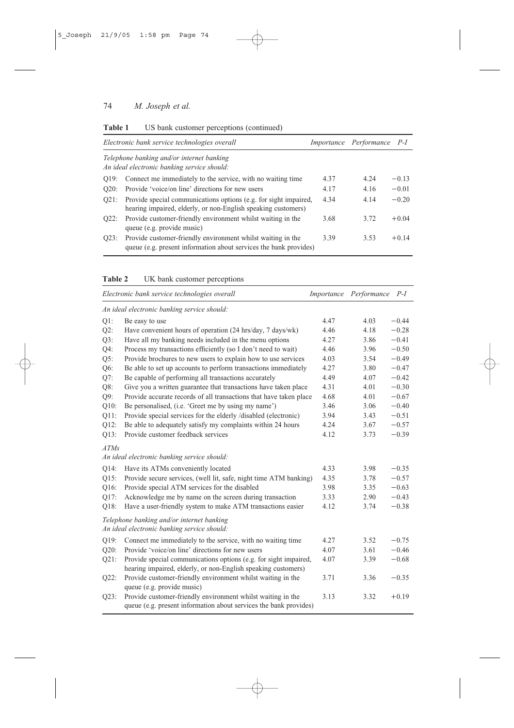**Table 1** US bank customer perceptions (continued)

| | *Electronic bank service technologies overall* | *Importance* | *Performance* | *P-I* |
|---|---|---|---|---|
| | *Telephone banking and/or internet banking* | | | |
| | *An ideal electronic banking service should:* | | | |
| Q19: | Connect me immediately to the service, with no waiting time | 4.37 | 4.24 | −0.13 |
| Q20: | Provide 'voice/on line' directions for new users | 4.17 | 4.16 | −0.01 |
| Q21: | Provide special communications options (e.g. for sight impaired, hearing impaired, elderly, or non-English speaking customers) | 4.34 | 4.14 | −0.20 |
| Q22: | Provide customer-friendly environment whilst waiting in the queue (e.g. provide music) | 3.68 | 3.72 | +0.04 |
| Q23: | Provide customer-friendly environment whilst waiting in the queue (e.g. present information about services the bank provides) | 3.39 | 3.53 | +0.14 |

**Table 2** UK bank customer perceptions

| | *Electronic bank service technologies overall* | *Importance* | *Performance* | *P-I* |
|---|---|---|---|---|
| | *An ideal electronic banking service should:* | | | |
| Q1: | Be easy to use | 4.47 | 4.03 | −0.44 |
| Q2: | Have convenient hours of operation (24 hrs/day, 7 days/wk) | 4.46 | 4.18 | −0.28 |
| Q3: | Have all my banking needs included in the menu options | 4.27 | 3.86 | −0.41 |
| Q4: | Process my transactions efficiently (so I don't need to wait) | 4.46 | 3.96 | −0.50 |
| Q5: | Provide brochures to new users to explain how to use services | 4.03 | 3.54 | −0.49 |
| Q6: | Be able to set up accounts to perform transactions immediately | 4.27 | 3.80 | −0.47 |
| Q7: | Be capable of performing all transactions accurately | 4.49 | 4.07 | −0.42 |
| Q8: | Give you a written guarantee that transactions have taken place | 4.31 | 4.01 | −0.30 |
| Q9: | Provide accurate records of all transactions that have taken place | 4.68 | 4.01 | −0.67 |
| Q10: | Be personalised, (i.e. 'Greet me by using my name') | 3.46 | 3.06 | −0.40 |
| Q11: | Provide special services for the elderly /disabled (electronic) | 3.94 | 3.43 | −0.51 |
| Q12: | Be able to adequately satisfy my complaints within 24 hours | 4.24 | 3.67 | −0.57 |
| Q13: | Provide customer feedback services | 4.12 | 3.73 | −0.39 |
| | *ATMs* | | | |
| | *An ideal electronic banking service should:* | | | |
| Q14: | Have its ATMs conveniently located | 4.33 | 3.98 | −0.35 |
| Q15: | Provide secure services, (well lit, safe, night time ATM banking) | 4.35 | 3.78 | −0.57 |
| Q16: | Provide special ATM services for the disabled | 3.98 | 3.35 | −0.63 |
| Q17: | Acknowledge me by name on the screen during transaction | 3.33 | 2.90 | −0.43 |
| Q18: | Have a user-friendly system to make ATM transactions easier | 4.12 | 3.74 | −0.38 |
| | *Telephone banking and/or internet banking* | | | |
| | *An ideal electronic banking service should:* | | | |
| Q19: | Connect me immediately to the service, with no waiting time | 4.27 | 3.52 | −0.75 |
| Q20: | Provide 'voice/on line' directions for new users | 4.07 | 3.61 | −0.46 |
| Q21: | Provide special communications options (e.g. for sight impaired, hearing impaired, elderly, or non-English speaking customers) | 4.07 | 3.39 | −0.68 |
| Q22: | Provide customer-friendly environment whilst waiting in the queue (e.g. provide music) | 3.71 | 3.36 | −0.35 |
| Q23: | Provide customer-friendly environment whilst waiting in the queue (e.g. present information about services the bank provides) | 3.13 | 3.32 | +0.19 |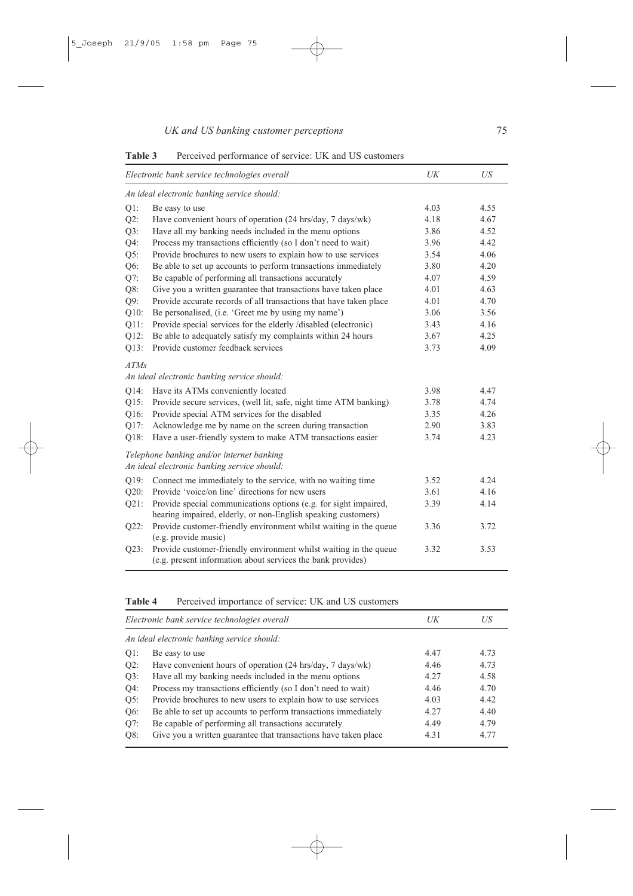**Table 3** Perceived performance of service: UK and US customers

| *Electronic bank service technologies overall* | | UK | US |
|---|---|---|---|
| *An ideal electronic banking service should:* | | | |
| Q1: | Be easy to use | 4.03 | 4.55 |
| Q2: | Have convenient hours of operation (24 hrs/day, 7 days/wk) | 4.18 | 4.67 |
| Q3: | Have all my banking needs included in the menu options | 3.86 | 4.52 |
| Q4: | Process my transactions efficiently (so I don't need to wait) | 3.96 | 4.42 |
| Q5: | Provide brochures to new users to explain how to use services | 3.54 | 4.06 |
| Q6: | Be able to set up accounts to perform transactions immediately | 3.80 | 4.20 |
| Q7: | Be capable of performing all transactions accurately | 4.07 | 4.59 |
| Q8: | Give you a written guarantee that transactions have taken place | 4.01 | 4.63 |
| Q9: | Provide accurate records of all transactions that have taken place | 4.01 | 4.70 |
| Q10: | Be personalised, (i.e. 'Greet me by using my name') | 3.06 | 3.56 |
| Q11: | Provide special services for the elderly /disabled (electronic) | 3.43 | 4.16 |
| Q12: | Be able to adequately satisfy my complaints within 24 hours | 3.67 | 4.25 |
| Q13: | Provide customer feedback services | 3.73 | 4.09 |
| *ATMs* | | | |
| *An ideal electronic banking service should:* | | | |
| Q14: | Have its ATMs conveniently located | 3.98 | 4.47 |
| Q15: | Provide secure services, (well lit, safe, night time ATM banking) | 3.78 | 4.74 |
| Q16: | Provide special ATM services for the disabled | 3.35 | 4.26 |
| Q17: | Acknowledge me by name on the screen during transaction | 2.90 | 3.83 |
| Q18: | Have a user-friendly system to make ATM transactions easier | 3.74 | 4.23 |
| *Telephone banking and/or internet banking* | | | |
| *An ideal electronic banking service should:* | | | |
| Q19: | Connect me immediately to the service, with no waiting time | 3.52 | 4.24 |
| Q20: | Provide 'voice/on line' directions for new users | 3.61 | 4.16 |
| Q21: | Provide special communications options (e.g. for sight impaired, hearing impaired, elderly, or non-English speaking customers) | 3.39 | 4.14 |
| Q22: | Provide customer-friendly environment whilst waiting in the queue (e.g. provide music) | 3.36 | 3.72 |
| Q23: | Provide customer-friendly environment whilst waiting in the queue (e.g. present information about services the bank provides) | 3.32 | 3.53 |

**Table 4** Perceived importance of service: UK and US customers

| *Electronic bank service technologies overall* | | UK | US |
|---|---|---|---|
| *An ideal electronic banking service should:* | | | |
| Q1: | Be easy to use | 4.47 | 4.73 |
| Q2: | Have convenient hours of operation (24 hrs/day, 7 days/wk) | 4.46 | 4.73 |
| Q3: | Have all my banking needs included in the menu options | 4.27 | 4.58 |
| Q4: | Process my transactions efficiently (so I don't need to wait) | 4.46 | 4.70 |
| Q5: | Provide brochures to new users to explain how to use services | 4.03 | 4.42 |
| Q6: | Be able to set up accounts to perform transactions immediately | 4.27 | 4.40 |
| Q7: | Be capable of performing all transactions accurately | 4.49 | 4.79 |
| Q8: | Give you a written guarantee that transactions have taken place | 4.31 | 4.77 |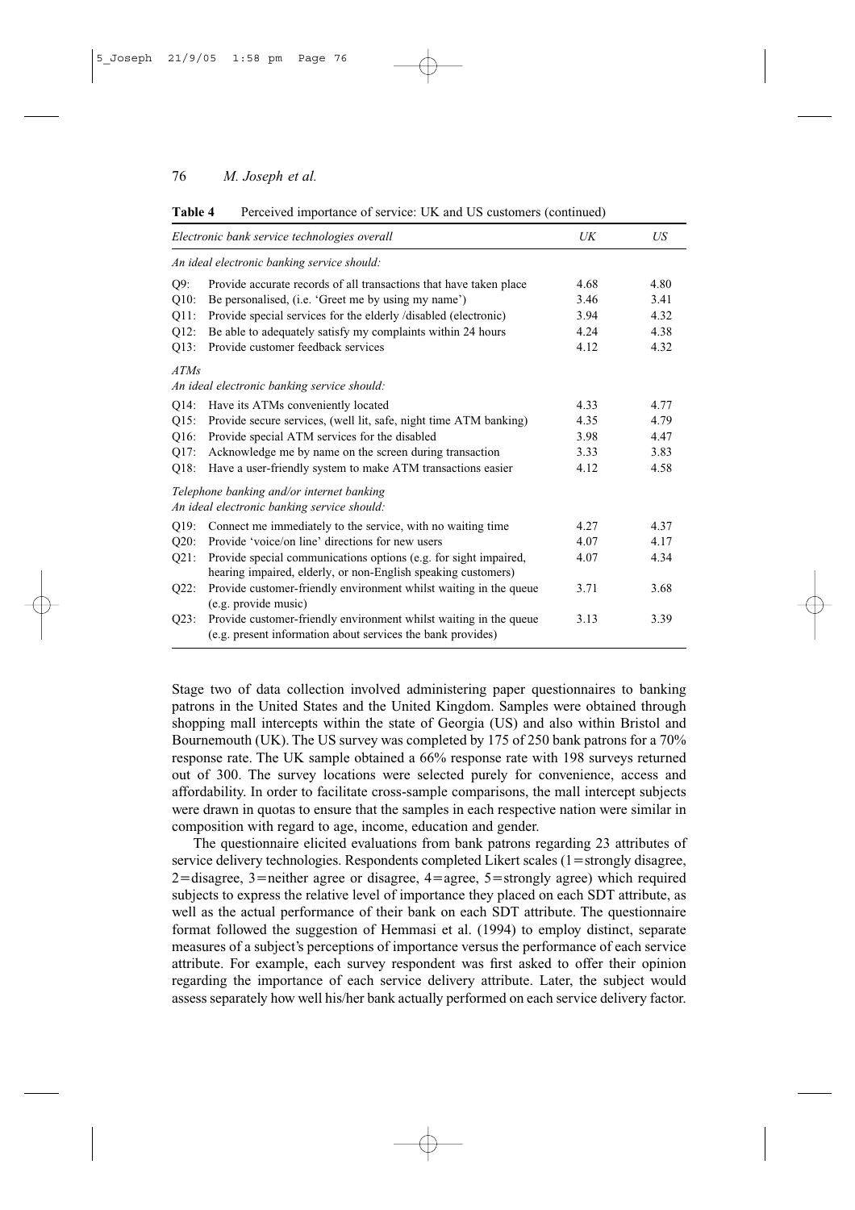**Table 4** Perceived importance of service: UK and US customers (continued)

| *Electronic bank service technologies overall* | | *UK* | *US* |
|---|---|---|---|
| *An ideal electronic banking service should:* | | | |
| Q9: | Provide accurate records of all transactions that have taken place | 4.68 | 4.80 |
| Q10: | Be personalised, (i.e. 'Greet me by using my name') | 3.46 | 3.41 |
| Q11: | Provide special services for the elderly /disabled (electronic) | 3.94 | 4.32 |
| Q12: | Be able to adequately satisfy my complaints within 24 hours | 4.24 | 4.38 |
| Q13: | Provide customer feedback services | 4.12 | 4.32 |
| *ATMs* | | | |
| *An ideal electronic banking service should:* | | | |
| Q14: | Have its ATMs conveniently located | 4.33 | 4.77 |
| Q15: | Provide secure services, (well lit, safe, night time ATM banking) | 4.35 | 4.79 |
| Q16: | Provide special ATM services for the disabled | 3.98 | 4.47 |
| Q17: | Acknowledge me by name on the screen during transaction | 3.33 | 3.83 |
| Q18: | Have a user-friendly system to make ATM transactions easier | 4.12 | 4.58 |
| *Telephone banking and/or internet banking* | | | |
| *An ideal electronic banking service should:* | | | |
| Q19: | Connect me immediately to the service, with no waiting time | 4.27 | 4.37 |
| Q20: | Provide 'voice/on line' directions for new users | 4.07 | 4.17 |
| Q21: | Provide special communications options (e.g. for sight impaired, hearing impaired, elderly, or non-English speaking customers) | 4.07 | 4.34 |
| Q22: | Provide customer-friendly environment whilst waiting in the queue (e.g. provide music) | 3.71 | 3.68 |
| Q23: | Provide customer-friendly environment whilst waiting in the queue (e.g. present information about services the bank provides) | 3.13 | 3.39 |

Stage two of data collection involved administering paper questionnaires to banking patrons in the United States and the United Kingdom. Samples were obtained through shopping mall intercepts within the state of Georgia (US) and also within Bristol and Bournemouth (UK). The US survey was completed by 175 of 250 bank patrons for a 70% response rate. The UK sample obtained a 66% response rate with 198 surveys returned out of 300. The survey locations were selected purely for convenience, access and affordability. In order to facilitate cross-sample comparisons, the mall intercept subjects were drawn in quotas to ensure that the samples in each respective nation were similar in composition with regard to age, income, education and gender.

The questionnaire elicited evaluations from bank patrons regarding 23 attributes of service delivery technologies. Respondents completed Likert scales (1=strongly disagree, 2=disagree, 3=neither agree or disagree, 4=agree, 5=strongly agree) which required subjects to express the relative level of importance they placed on each SDT attribute, as well as the actual performance of their bank on each SDT attribute. The questionnaire format followed the suggestion of Hemmasi et al. (1994) to employ distinct, separate measures of a subject's perceptions of importance versus the performance of each service attribute. For example, each survey respondent was first asked to offer their opinion regarding the importance of each service delivery attribute. Later, the subject would assess separately how well his/her bank actually performed on each service delivery factor.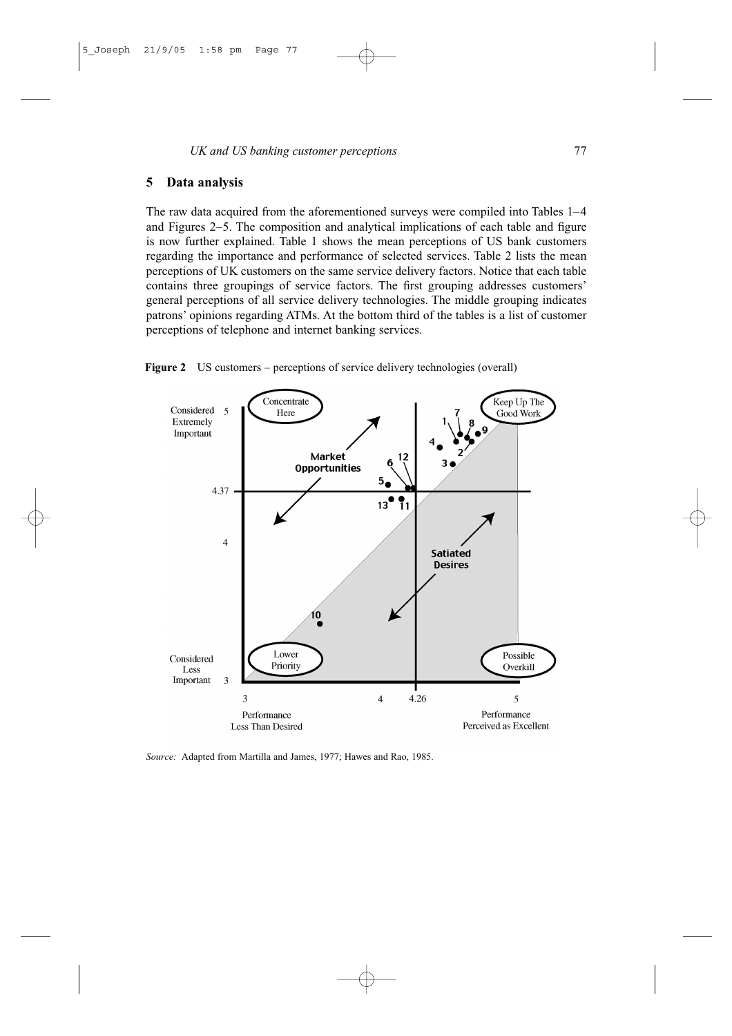## 5 Data analysis

The raw data acquired from the aforementioned surveys were compiled into Tables 1–4 and Figures 2–5. The composition and analytical implications of each table and figure is now further explained. Table 1 shows the mean perceptions of US bank customers regarding the importance and performance of selected services. Table 2 lists the mean perceptions of UK customers on the same service delivery factors. Notice that each table contains three groupings of service factors. The first grouping addresses customers' general perceptions of all service delivery technologies. The middle grouping indicates patrons' opinions regarding ATMs. At the bottom third of the tables is a list of customer perceptions of telephone and internet banking services.

**Figure 2** US customers – perceptions of service delivery technologies (overall)

*Source:* Adapted from Martilla and James, 1977; Hawes and Rao, 1985.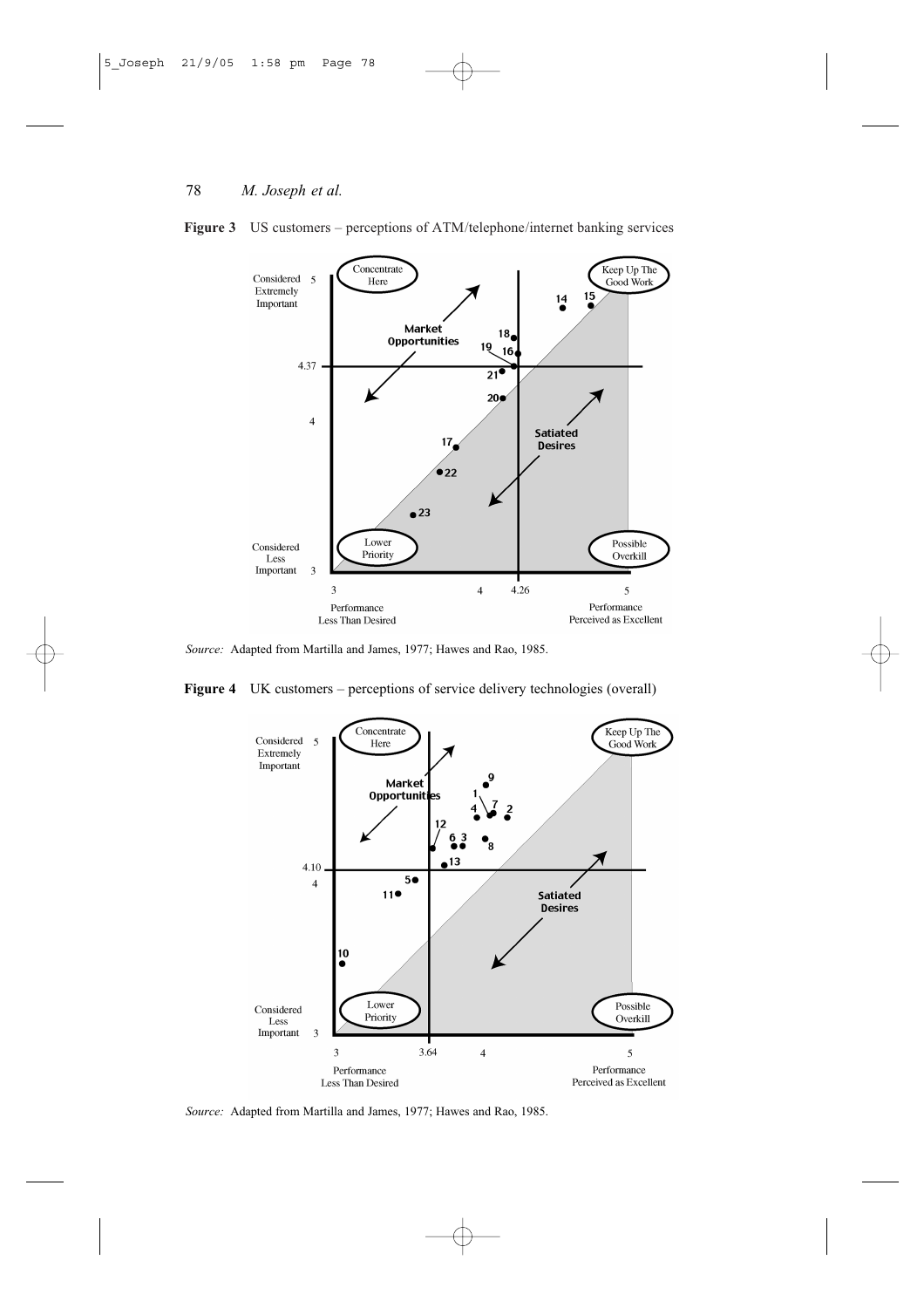**Figure 3** US customers – perceptions of ATM/telephone/internet banking services

*Source:* Adapted from Martilla and James, 1977; Hawes and Rao, 1985.

**Figure 4** UK customers – perceptions of service delivery technologies (overall)

*Source:* Adapted from Martilla and James, 1977; Hawes and Rao, 1985.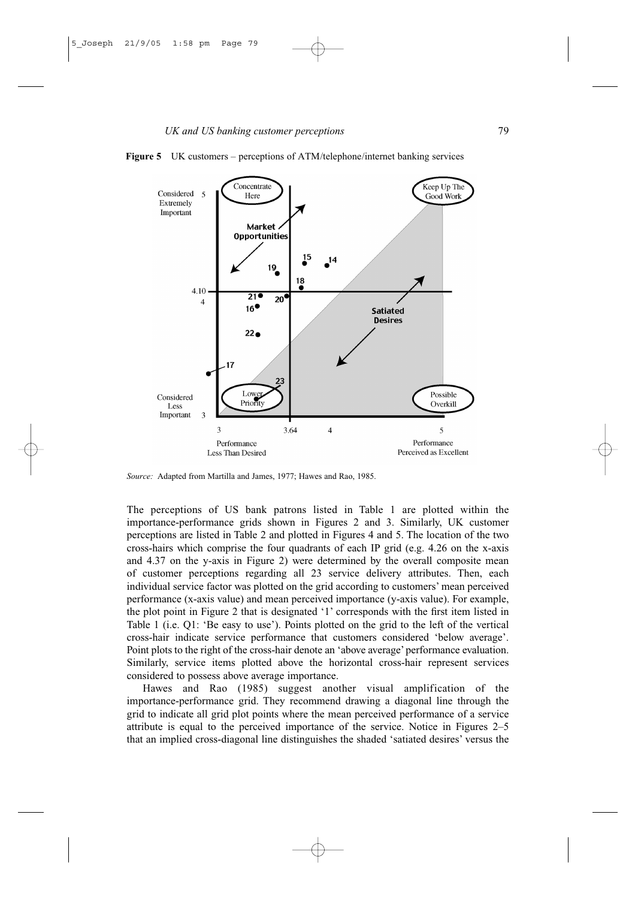**Figure 5** UK customers – perceptions of ATM/telephone/internet banking services

*Source:* Adapted from Martilla and James, 1977; Hawes and Rao, 1985.

The perceptions of US bank patrons listed in Table 1 are plotted within the importance-performance grids shown in Figures 2 and 3. Similarly, UK customer perceptions are listed in Table 2 and plotted in Figures 4 and 5. The location of the two cross-hairs which comprise the four quadrants of each IP grid (e.g. 4.26 on the x-axis and 4.37 on the y-axis in Figure 2) were determined by the overall composite mean of customer perceptions regarding all 23 service delivery attributes. Then, each individual service factor was plotted on the grid according to customers' mean perceived performance (x-axis value) and mean perceived importance (y-axis value). For example, the plot point in Figure 2 that is designated '1' corresponds with the first item listed in Table 1 (i.e. Q1: 'Be easy to use'). Points plotted on the grid to the left of the vertical cross-hair indicate service performance that customers considered 'below average'. Point plots to the right of the cross-hair denote an 'above average' performance evaluation. Similarly, service items plotted above the horizontal cross-hair represent services considered to possess above average importance.

Hawes and Rao (1985) suggest another visual amplification of the importance-performance grid. They recommend drawing a diagonal line through the grid to indicate all grid plot points where the mean perceived performance of a service attribute is equal to the perceived importance of the service. Notice in Figures 2–5 that an implied cross-diagonal line distinguishes the shaded 'satiated desires' versus the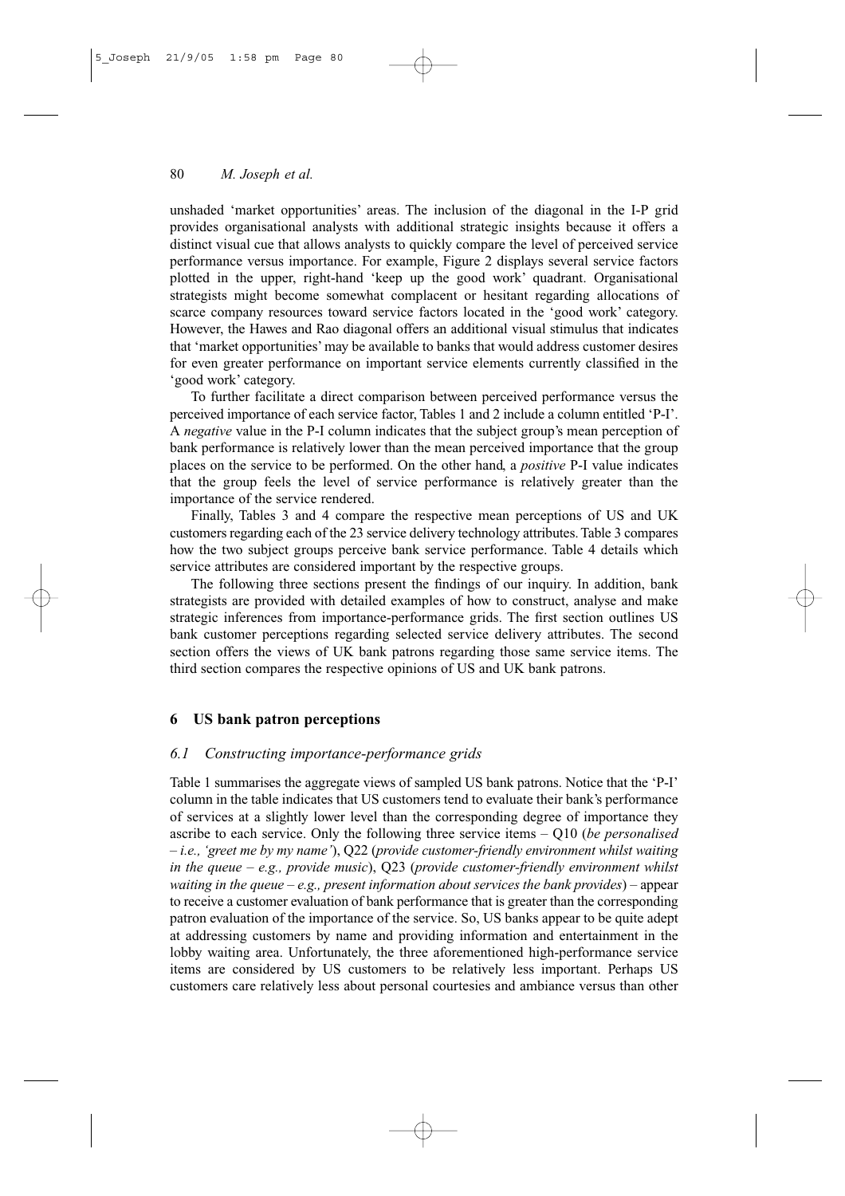unshaded 'market opportunities' areas. The inclusion of the diagonal in the I-P grid provides organisational analysts with additional strategic insights because it offers a distinct visual cue that allows analysts to quickly compare the level of perceived service performance versus importance. For example, Figure 2 displays several service factors plotted in the upper, right-hand 'keep up the good work' quadrant. Organisational strategists might become somewhat complacent or hesitant regarding allocations of scarce company resources toward service factors located in the 'good work' category. However, the Hawes and Rao diagonal offers an additional visual stimulus that indicates that 'market opportunities' may be available to banks that would address customer desires for even greater performance on important service elements currently classified in the 'good work' category.

To further facilitate a direct comparison between perceived performance versus the perceived importance of each service factor, Tables 1 and 2 include a column entitled 'P-I'. A *negative* value in the P-I column indicates that the subject group's mean perception of bank performance is relatively lower than the mean perceived importance that the group places on the service to be performed. On the other hand, a *positive* P-I value indicates that the group feels the level of service performance is relatively greater than the importance of the service rendered.

Finally, Tables 3 and 4 compare the respective mean perceptions of US and UK customers regarding each of the 23 service delivery technology attributes. Table 3 compares how the two subject groups perceive bank service performance. Table 4 details which service attributes are considered important by the respective groups.

The following three sections present the findings of our inquiry. In addition, bank strategists are provided with detailed examples of how to construct, analyse and make strategic inferences from importance-performance grids. The first section outlines US bank customer perceptions regarding selected service delivery attributes. The second section offers the views of UK bank patrons regarding those same service items. The third section compares the respective opinions of US and UK bank patrons.

## 6 US bank patron perceptions

### *6.1 Constructing importance-performance grids*

Table 1 summarises the aggregate views of sampled US bank patrons. Notice that the 'P-I' column in the table indicates that US customers tend to evaluate their bank's performance of services at a slightly lower level than the corresponding degree of importance they ascribe to each service. Only the following three service items – Q10 (*be personalised – i.e., 'greet me by my name'*), Q22 (*provide customer-friendly environment whilst waiting in the queue – e.g., provide music*), Q23 (*provide customer-friendly environment whilst waiting in the queue – e.g., present information about services the bank provides*) – appear to receive a customer evaluation of bank performance that is greater than the corresponding patron evaluation of the importance of the service. So, US banks appear to be quite adept at addressing customers by name and providing information and entertainment in the lobby waiting area. Unfortunately, the three aforementioned high-performance service items are considered by US customers to be relatively less important. Perhaps US customers care relatively less about personal courtesies and ambiance versus than other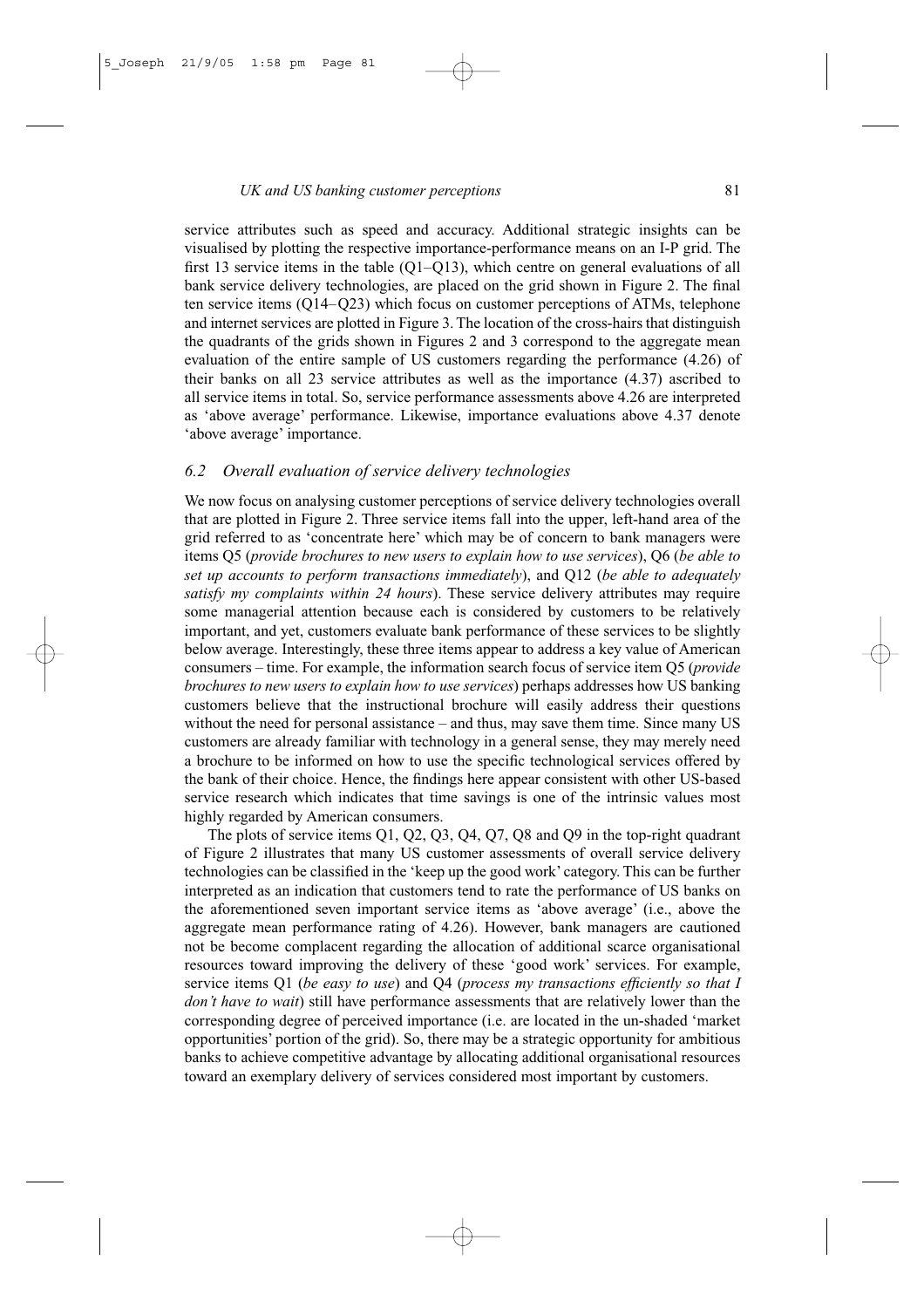service attributes such as speed and accuracy. Additional strategic insights can be visualised by plotting the respective importance-performance means on an I-P grid. The first 13 service items in the table (Q1–Q13), which centre on general evaluations of all bank service delivery technologies, are placed on the grid shown in Figure 2. The final ten service items (Q14–Q23) which focus on customer perceptions of ATMs, telephone and internet services are plotted in Figure 3. The location of the cross-hairs that distinguish the quadrants of the grids shown in Figures 2 and 3 correspond to the aggregate mean evaluation of the entire sample of US customers regarding the performance (4.26) of their banks on all 23 service attributes as well as the importance (4.37) ascribed to all service items in total. So, service performance assessments above 4.26 are interpreted as 'above average' performance. Likewise, importance evaluations above 4.37 denote 'above average' importance.

### *6.2 Overall evaluation of service delivery technologies*

We now focus on analysing customer perceptions of service delivery technologies overall that are plotted in Figure 2. Three service items fall into the upper, left-hand area of the grid referred to as 'concentrate here' which may be of concern to bank managers were items Q5 (*provide brochures to new users to explain how to use services*), Q6 (*be able to set up accounts to perform transactions immediately*), and Q12 (*be able to adequately satisfy my complaints within 24 hours*). These service delivery attributes may require some managerial attention because each is considered by customers to be relatively important, and yet, customers evaluate bank performance of these services to be slightly below average. Interestingly, these three items appear to address a key value of American consumers – time. For example, the information search focus of service item Q5 (*provide brochures to new users to explain how to use services*) perhaps addresses how US banking customers believe that the instructional brochure will easily address their questions without the need for personal assistance – and thus, may save them time. Since many US customers are already familiar with technology in a general sense, they may merely need a brochure to be informed on how to use the specific technological services offered by the bank of their choice. Hence, the findings here appear consistent with other US-based service research which indicates that time savings is one of the intrinsic values most highly regarded by American consumers.

The plots of service items Q1, Q2, Q3, Q4, Q7, Q8 and Q9 in the top-right quadrant of Figure 2 illustrates that many US customer assessments of overall service delivery technologies can be classified in the 'keep up the good work' category. This can be further interpreted as an indication that customers tend to rate the performance of US banks on the aforementioned seven important service items as 'above average' (i.e., above the aggregate mean performance rating of 4.26). However, bank managers are cautioned not be become complacent regarding the allocation of additional scarce organisational resources toward improving the delivery of these 'good work' services. For example, service items Q1 (*be easy to use*) and Q4 (*process my transactions efficiently so that I don't have to wait*) still have performance assessments that are relatively lower than the corresponding degree of perceived importance (i.e. are located in the un-shaded 'market opportunities' portion of the grid). So, there may be a strategic opportunity for ambitious banks to achieve competitive advantage by allocating additional organisational resources toward an exemplary delivery of services considered most important by customers.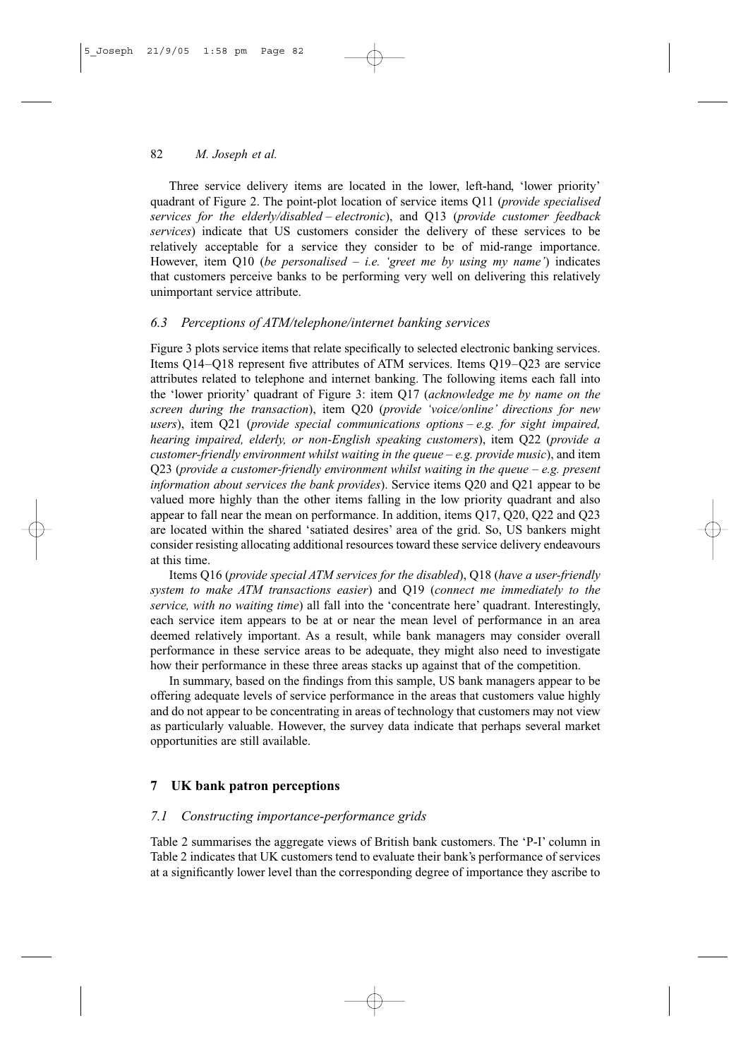Three service delivery items are located in the lower, left-hand, 'lower priority' quadrant of Figure 2. The point-plot location of service items Q11 (*provide specialised services for the elderly/disabled – electronic*), and Q13 (*provide customer feedback services*) indicate that US customers consider the delivery of these services to be relatively acceptable for a service they consider to be of mid-range importance. However, item Q10 (*be personalised – i.e. 'greet me by using my name'*) indicates that customers perceive banks to be performing very well on delivering this relatively unimportant service attribute.

### 6.3 Perceptions of ATM/telephone/internet banking services

Figure 3 plots service items that relate specifically to selected electronic banking services. Items Q14–Q18 represent five attributes of ATM services. Items Q19–Q23 are service attributes related to telephone and internet banking. The following items each fall into the 'lower priority' quadrant of Figure 3: item Q17 (*acknowledge me by name on the screen during the transaction*), item Q20 (*provide 'voice/online' directions for new users*), item Q21 (*provide special communications options – e.g. for sight impaired, hearing impaired, elderly, or non-English speaking customers*), item Q22 (*provide a customer-friendly environment whilst waiting in the queue – e.g. provide music*), and item Q23 (*provide a customer-friendly environment whilst waiting in the queue – e.g. present information about services the bank provides*). Service items Q20 and Q21 appear to be valued more highly than the other items falling in the low priority quadrant and also appear to fall near the mean on performance. In addition, items Q17, Q20, Q22 and Q23 are located within the shared 'satiated desires' area of the grid. So, US bankers might consider resisting allocating additional resources toward these service delivery endeavours at this time.

Items Q16 (*provide special ATM services for the disabled*), Q18 (*have a user-friendly system to make ATM transactions easier*) and Q19 (*connect me immediately to the service, with no waiting time*) all fall into the 'concentrate here' quadrant. Interestingly, each service item appears to be at or near the mean level of performance in an area deemed relatively important. As a result, while bank managers may consider overall performance in these service areas to be adequate, they might also need to investigate how their performance in these three areas stacks up against that of the competition.

In summary, based on the findings from this sample, US bank managers appear to be offering adequate levels of service performance in the areas that customers value highly and do not appear to be concentrating in areas of technology that customers may not view as particularly valuable. However, the survey data indicate that perhaps several market opportunities are still available.

## 7 UK bank patron perceptions

### 7.1 Constructing importance-performance grids

Table 2 summarises the aggregate views of British bank customers. The 'P-I' column in Table 2 indicates that UK customers tend to evaluate their bank's performance of services at a significantly lower level than the corresponding degree of importance they ascribe to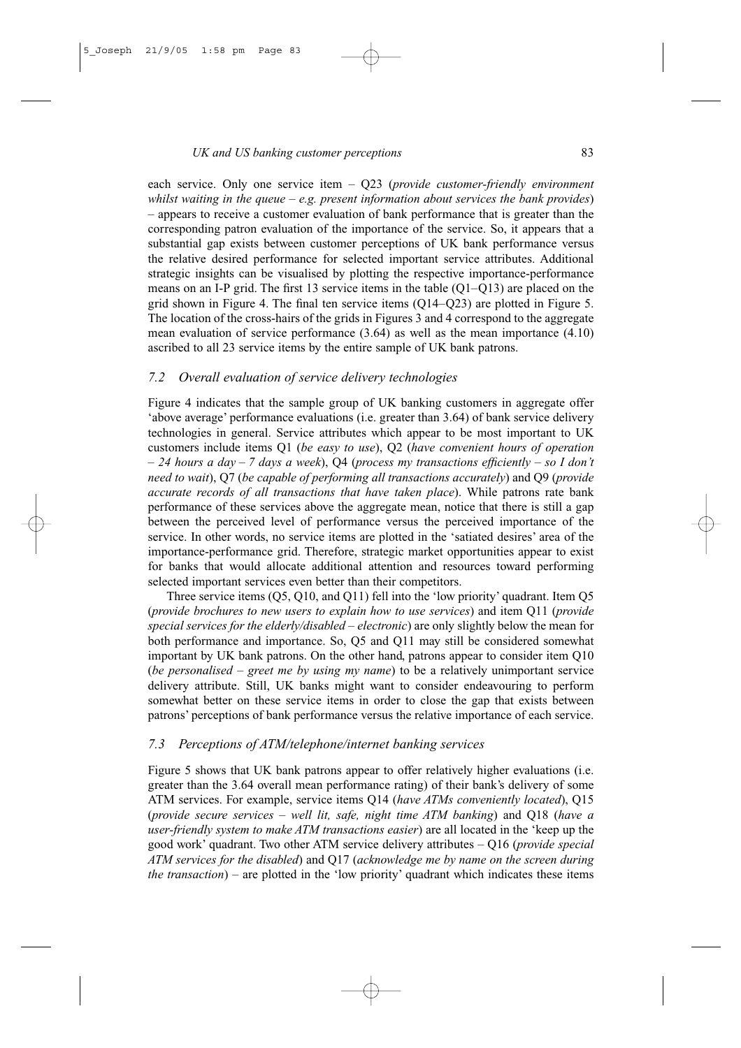each service. Only one service item – Q23 (*provide customer-friendly environment whilst waiting in the queue – e.g. present information about services the bank provides*) – appears to receive a customer evaluation of bank performance that is greater than the corresponding patron evaluation of the importance of the service. So, it appears that a substantial gap exists between customer perceptions of UK bank performance versus the relative desired performance for selected important service attributes. Additional strategic insights can be visualised by plotting the respective importance-performance means on an I-P grid. The first 13 service items in the table (Q1–Q13) are placed on the grid shown in Figure 4. The final ten service items (Q14–Q23) are plotted in Figure 5. The location of the cross-hairs of the grids in Figures 3 and 4 correspond to the aggregate mean evaluation of service performance (3.64) as well as the mean importance (4.10) ascribed to all 23 service items by the entire sample of UK bank patrons.

### *7.2 Overall evaluation of service delivery technologies*

Figure 4 indicates that the sample group of UK banking customers in aggregate offer 'above average' performance evaluations (i.e. greater than 3.64) of bank service delivery technologies in general. Service attributes which appear to be most important to UK customers include items Q1 (*be easy to use*), Q2 (*have convenient hours of operation – 24 hours a day – 7 days a week*), Q4 (*process my transactions efficiently – so I don't need to wait*), Q7 (*be capable of performing all transactions accurately*) and Q9 (*provide accurate records of all transactions that have taken place*). While patrons rate bank performance of these services above the aggregate mean, notice that there is still a gap between the perceived level of performance versus the perceived importance of the service. In other words, no service items are plotted in the 'satiated desires' area of the importance-performance grid. Therefore, strategic market opportunities appear to exist for banks that would allocate additional attention and resources toward performing selected important services even better than their competitors.

Three service items (Q5, Q10, and Q11) fell into the 'low priority' quadrant. Item Q5 (*provide brochures to new users to explain how to use services*) and item Q11 (*provide special services for the elderly/disabled – electronic*) are only slightly below the mean for both performance and importance. So, Q5 and Q11 may still be considered somewhat important by UK bank patrons. On the other hand, patrons appear to consider item Q10 (*be personalised – greet me by using my name*) to be a relatively unimportant service delivery attribute. Still, UK banks might want to consider endeavouring to perform somewhat better on these service items in order to close the gap that exists between patrons' perceptions of bank performance versus the relative importance of each service.

### *7.3 Perceptions of ATM/telephone/internet banking services*

Figure 5 shows that UK bank patrons appear to offer relatively higher evaluations (i.e. greater than the 3.64 overall mean performance rating) of their bank's delivery of some ATM services. For example, service items Q14 (*have ATMs conveniently located*), Q15 (*provide secure services – well lit, safe, night time ATM banking*) and Q18 (*have a user-friendly system to make ATM transactions easier*) are all located in the 'keep up the good work' quadrant. Two other ATM service delivery attributes – Q16 (*provide special ATM services for the disabled*) and Q17 (*acknowledge me by name on the screen during the transaction*) – are plotted in the 'low priority' quadrant which indicates these items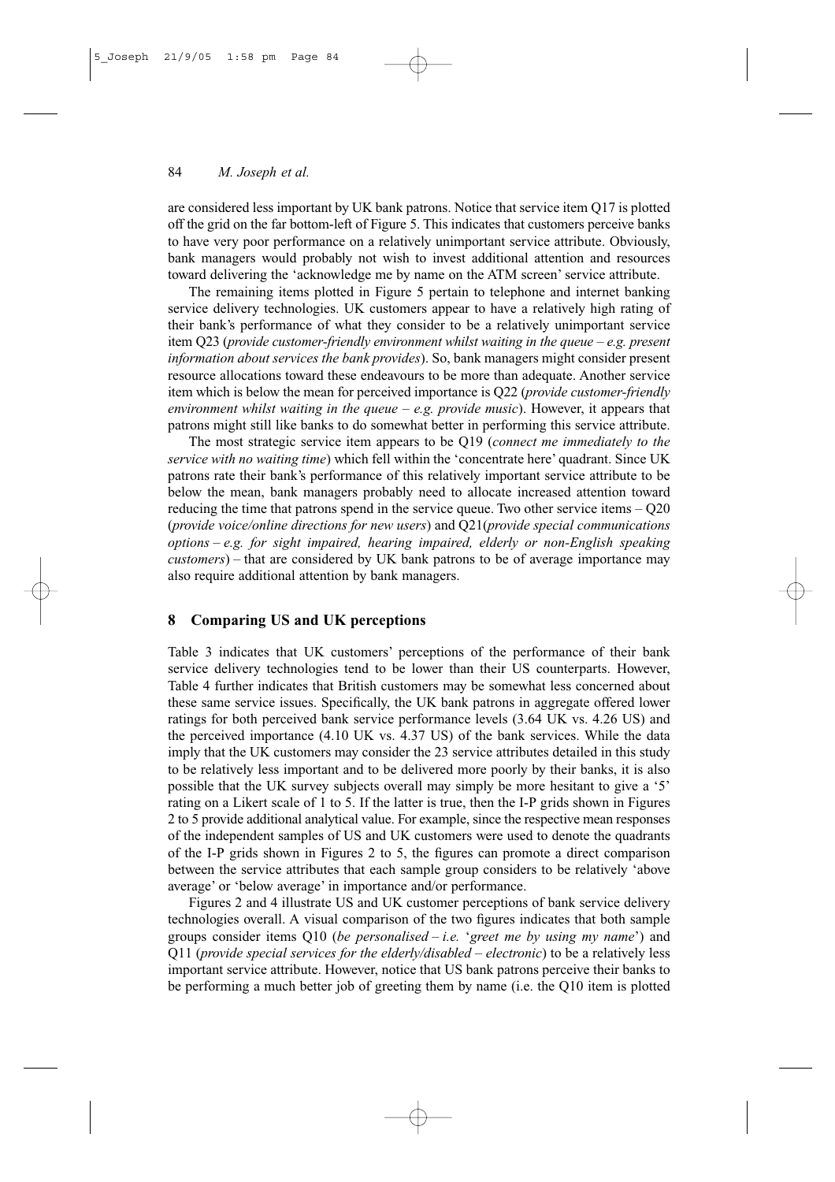are considered less important by UK bank patrons. Notice that service item Q17 is plotted off the grid on the far bottom-left of Figure 5. This indicates that customers perceive banks to have very poor performance on a relatively unimportant service attribute. Obviously, bank managers would probably not wish to invest additional attention and resources toward delivering the 'acknowledge me by name on the ATM screen' service attribute.

The remaining items plotted in Figure 5 pertain to telephone and internet banking service delivery technologies. UK customers appear to have a relatively high rating of their bank's performance of what they consider to be a relatively unimportant service item Q23 (*provide customer-friendly environment whilst waiting in the queue – e.g. present information about services the bank provides*). So, bank managers might consider present resource allocations toward these endeavours to be more than adequate. Another service item which is below the mean for perceived importance is Q22 (*provide customer-friendly environment whilst waiting in the queue – e.g. provide music*). However, it appears that patrons might still like banks to do somewhat better in performing this service attribute.

The most strategic service item appears to be Q19 (*connect me immediately to the service with no waiting time*) which fell within the 'concentrate here' quadrant. Since UK patrons rate their bank's performance of this relatively important service attribute to be below the mean, bank managers probably need to allocate increased attention toward reducing the time that patrons spend in the service queue. Two other service items – Q20 (*provide voice/online directions for new users*) and Q21(*provide special communications options – e.g. for sight impaired, hearing impaired, elderly or non-English speaking customers*) – that are considered by UK bank patrons to be of average importance may also require additional attention by bank managers.

## 8 Comparing US and UK perceptions

Table 3 indicates that UK customers' perceptions of the performance of their bank service delivery technologies tend to be lower than their US counterparts. However, Table 4 further indicates that British customers may be somewhat less concerned about these same service issues. Specifically, the UK bank patrons in aggregate offered lower ratings for both perceived bank service performance levels (3.64 UK vs. 4.26 US) and the perceived importance (4.10 UK vs. 4.37 US) of the bank services. While the data imply that the UK customers may consider the 23 service attributes detailed in this study to be relatively less important and to be delivered more poorly by their banks, it is also possible that the UK survey subjects overall may simply be more hesitant to give a '5' rating on a Likert scale of 1 to 5. If the latter is true, then the I-P grids shown in Figures 2 to 5 provide additional analytical value. For example, since the respective mean responses of the independent samples of US and UK customers were used to denote the quadrants of the I-P grids shown in Figures 2 to 5, the figures can promote a direct comparison between the service attributes that each sample group considers to be relatively 'above average' or 'below average' in importance and/or performance.

Figures 2 and 4 illustrate US and UK customer perceptions of bank service delivery technologies overall. A visual comparison of the two figures indicates that both sample groups consider items Q10 (*be personalised – i.e.* '*greet me by using my name*') and Q11 (*provide special services for the elderly/disabled – electronic*) to be a relatively less important service attribute. However, notice that US bank patrons perceive their banks to be performing a much better job of greeting them by name (i.e. the Q10 item is plotted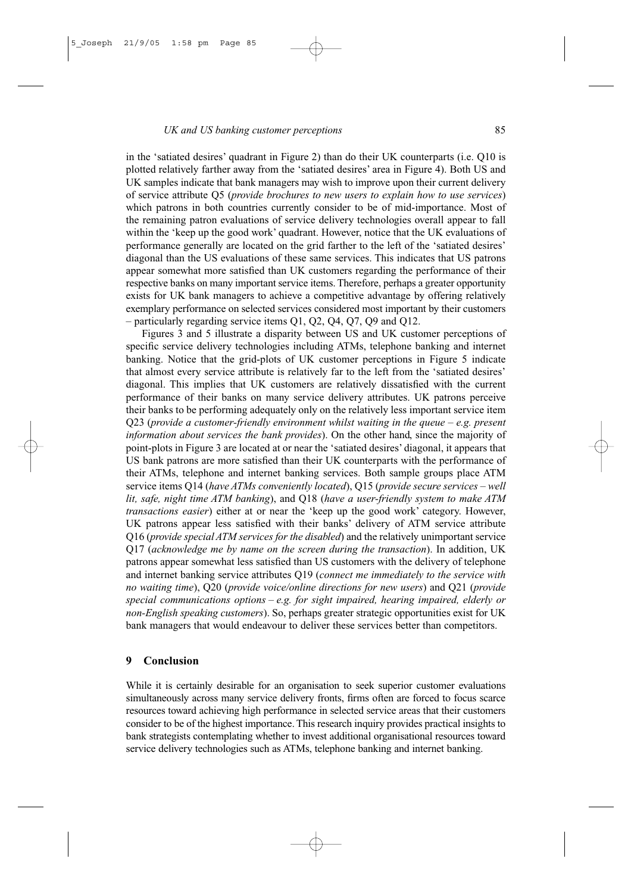in the 'satiated desires' quadrant in Figure 2) than do their UK counterparts (i.e. Q10 is plotted relatively farther away from the 'satiated desires' area in Figure 4). Both US and UK samples indicate that bank managers may wish to improve upon their current delivery of service attribute Q5 (*provide brochures to new users to explain how to use services*) which patrons in both countries currently consider to be of mid-importance. Most of the remaining patron evaluations of service delivery technologies overall appear to fall within the 'keep up the good work' quadrant. However, notice that the UK evaluations of performance generally are located on the grid farther to the left of the 'satiated desires' diagonal than the US evaluations of these same services. This indicates that US patrons appear somewhat more satisfied than UK customers regarding the performance of their respective banks on many important service items. Therefore, perhaps a greater opportunity exists for UK bank managers to achieve a competitive advantage by offering relatively exemplary performance on selected services considered most important by their customers – particularly regarding service items Q1, Q2, Q4, Q7, Q9 and Q12.

Figures 3 and 5 illustrate a disparity between US and UK customer perceptions of specific service delivery technologies including ATMs, telephone banking and internet banking. Notice that the grid-plots of UK customer perceptions in Figure 5 indicate that almost every service attribute is relatively far to the left from the 'satiated desires' diagonal. This implies that UK customers are relatively dissatisfied with the current performance of their banks on many service delivery attributes. UK patrons perceive their banks to be performing adequately only on the relatively less important service item Q23 (*provide a customer-friendly environment whilst waiting in the queue – e.g. present information about services the bank provides*). On the other hand, since the majority of point-plots in Figure 3 are located at or near the 'satiated desires' diagonal, it appears that US bank patrons are more satisfied than their UK counterparts with the performance of their ATMs, telephone and internet banking services. Both sample groups place ATM service items Q14 (*have ATMs conveniently located*), Q15 (*provide secure services – well lit, safe, night time ATM banking*), and Q18 (*have a user-friendly system to make ATM transactions easier*) either at or near the 'keep up the good work' category. However, UK patrons appear less satisfied with their banks' delivery of ATM service attribute Q16 (*provide special ATM services for the disabled*) and the relatively unimportant service Q17 (*acknowledge me by name on the screen during the transaction*). In addition, UK patrons appear somewhat less satisfied than US customers with the delivery of telephone and internet banking service attributes Q19 (*connect me immediately to the service with no waiting time*), Q20 (*provide voice/online directions for new users*) and Q21 (*provide special communications options – e.g. for sight impaired, hearing impaired, elderly or non-English speaking customers*). So, perhaps greater strategic opportunities exist for UK bank managers that would endeavour to deliver these services better than competitors.

## 9 Conclusion

While it is certainly desirable for an organisation to seek superior customer evaluations simultaneously across many service delivery fronts, firms often are forced to focus scarce resources toward achieving high performance in selected service areas that their customers consider to be of the highest importance. This research inquiry provides practical insights to bank strategists contemplating whether to invest additional organisational resources toward service delivery technologies such as ATMs, telephone banking and internet banking.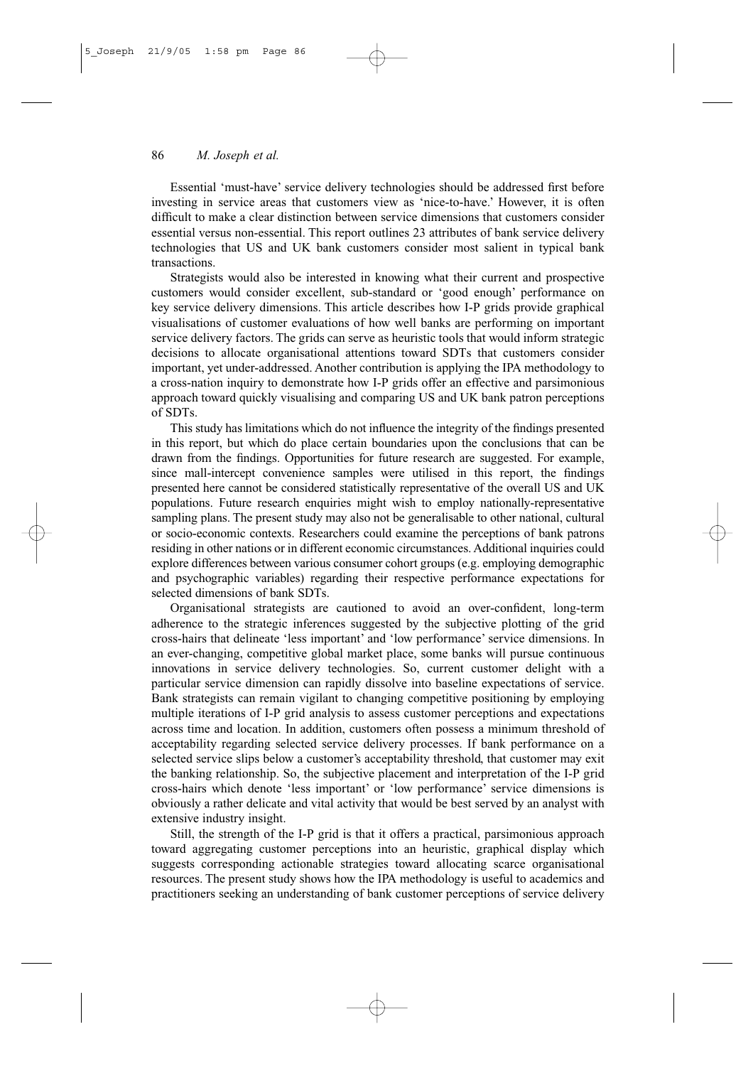Essential 'must-have' service delivery technologies should be addressed first before investing in service areas that customers view as 'nice-to-have.' However, it is often difficult to make a clear distinction between service dimensions that customers consider essential versus non-essential. This report outlines 23 attributes of bank service delivery technologies that US and UK bank customers consider most salient in typical bank transactions.

Strategists would also be interested in knowing what their current and prospective customers would consider excellent, sub-standard or 'good enough' performance on key service delivery dimensions. This article describes how I-P grids provide graphical visualisations of customer evaluations of how well banks are performing on important service delivery factors. The grids can serve as heuristic tools that would inform strategic decisions to allocate organisational attentions toward SDTs that customers consider important, yet under-addressed. Another contribution is applying the IPA methodology to a cross-nation inquiry to demonstrate how I-P grids offer an effective and parsimonious approach toward quickly visualising and comparing US and UK bank patron perceptions of SDTs.

This study has limitations which do not influence the integrity of the findings presented in this report, but which do place certain boundaries upon the conclusions that can be drawn from the findings. Opportunities for future research are suggested. For example, since mall-intercept convenience samples were utilised in this report, the findings presented here cannot be considered statistically representative of the overall US and UK populations. Future research enquiries might wish to employ nationally-representative sampling plans. The present study may also not be generalisable to other national, cultural or socio-economic contexts. Researchers could examine the perceptions of bank patrons residing in other nations or in different economic circumstances. Additional inquiries could explore differences between various consumer cohort groups (e.g. employing demographic and psychographic variables) regarding their respective performance expectations for selected dimensions of bank SDTs.

Organisational strategists are cautioned to avoid an over-confident, long-term adherence to the strategic inferences suggested by the subjective plotting of the grid cross-hairs that delineate 'less important' and 'low performance' service dimensions. In an ever-changing, competitive global market place, some banks will pursue continuous innovations in service delivery technologies. So, current customer delight with a particular service dimension can rapidly dissolve into baseline expectations of service. Bank strategists can remain vigilant to changing competitive positioning by employing multiple iterations of I-P grid analysis to assess customer perceptions and expectations across time and location. In addition, customers often possess a minimum threshold of acceptability regarding selected service delivery processes. If bank performance on a selected service slips below a customer's acceptability threshold, that customer may exit the banking relationship. So, the subjective placement and interpretation of the I-P grid cross-hairs which denote 'less important' or 'low performance' service dimensions is obviously a rather delicate and vital activity that would be best served by an analyst with extensive industry insight.

Still, the strength of the I-P grid is that it offers a practical, parsimonious approach toward aggregating customer perceptions into an heuristic, graphical display which suggests corresponding actionable strategies toward allocating scarce organisational resources. The present study shows how the IPA methodology is useful to academics and practitioners seeking an understanding of bank customer perceptions of service delivery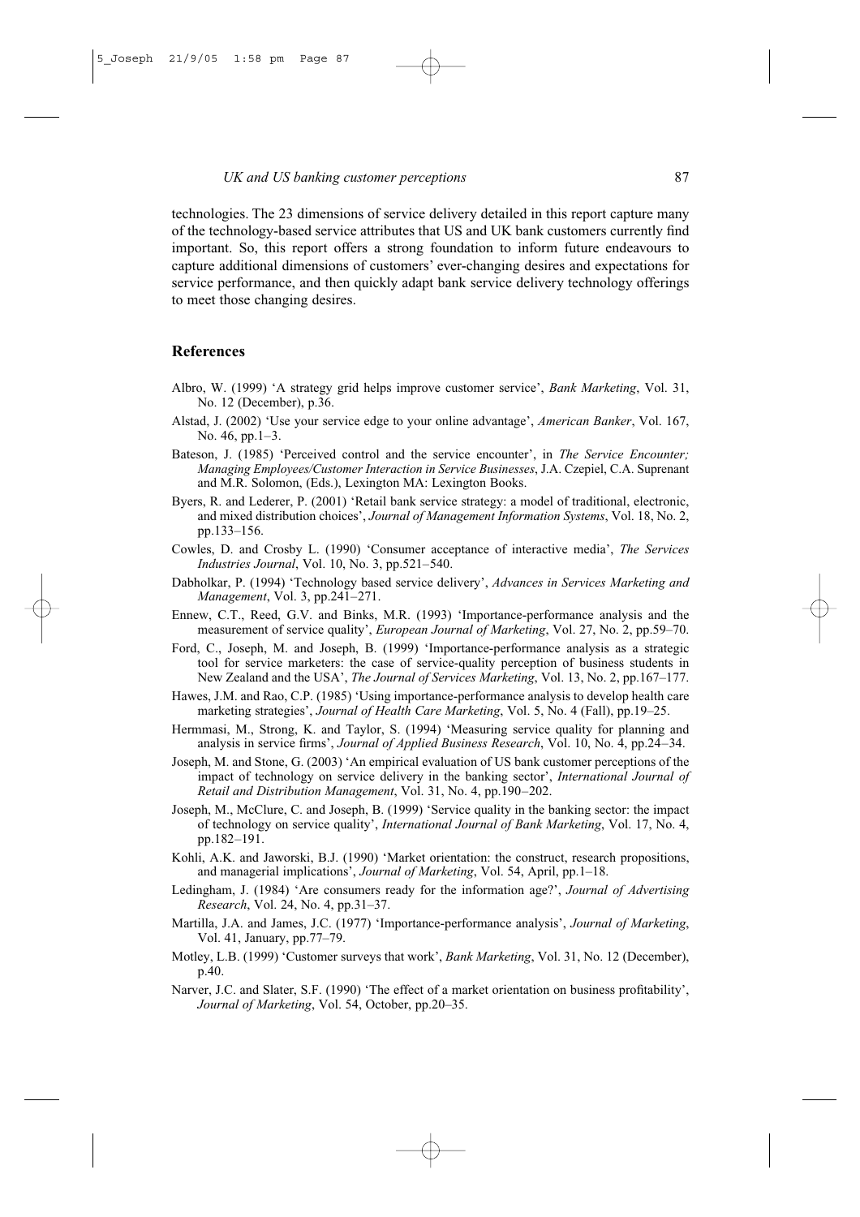technologies. The 23 dimensions of service delivery detailed in this report capture many of the technology-based service attributes that US and UK bank customers currently find important. So, this report offers a strong foundation to inform future endeavours to capture additional dimensions of customers' ever-changing desires and expectations for service performance, and then quickly adapt bank service delivery technology offerings to meet those changing desires.

## References

Albro, W. (1999) 'A strategy grid helps improve customer service', *Bank Marketing*, Vol. 31, No. 12 (December), p.36.

Alstad, J. (2002) 'Use your service edge to your online advantage', *American Banker*, Vol. 167, No. 46, pp.1–3.

Bateson, J. (1985) 'Perceived control and the service encounter', in *The Service Encounter; Managing Employees/Customer Interaction in Service Businesses*, J.A. Czepiel, C.A. Suprenant and M.R. Solomon, (Eds.), Lexington MA: Lexington Books.

Byers, R. and Lederer, P. (2001) 'Retail bank service strategy: a model of traditional, electronic, and mixed distribution choices', *Journal of Management Information Systems*, Vol. 18, No. 2, pp.133–156.

Cowles, D. and Crosby L. (1990) 'Consumer acceptance of interactive media', *The Services Industries Journal*, Vol. 10, No. 3, pp.521–540.

Dabholkar, P. (1994) 'Technology based service delivery', *Advances in Services Marketing and Management*, Vol. 3, pp.241–271.

Ennew, C.T., Reed, G.V. and Binks, M.R. (1993) 'Importance-performance analysis and the measurement of service quality', *European Journal of Marketing*, Vol. 27, No. 2, pp.59–70.

Ford, C., Joseph, M. and Joseph, B. (1999) 'Importance-performance analysis as a strategic tool for service marketers: the case of service-quality perception of business students in New Zealand and the USA', *The Journal of Services Marketing*, Vol. 13, No. 2, pp.167–177.

Hawes, J.M. and Rao, C.P. (1985) 'Using importance-performance analysis to develop health care marketing strategies', *Journal of Health Care Marketing*, Vol. 5, No. 4 (Fall), pp.19–25.

Hermmasi, M., Strong, K. and Taylor, S. (1994) 'Measuring service quality for planning and analysis in service firms', *Journal of Applied Business Research*, Vol. 10, No. 4, pp.24–34.

Joseph, M. and Stone, G. (2003) 'An empirical evaluation of US bank customer perceptions of the impact of technology on service delivery in the banking sector', *International Journal of Retail and Distribution Management*, Vol. 31, No. 4, pp.190–202.

Joseph, M., McClure, C. and Joseph, B. (1999) 'Service quality in the banking sector: the impact of technology on service quality', *International Journal of Bank Marketing*, Vol. 17, No. 4, pp.182–191.

Kohli, A.K. and Jaworski, B.J. (1990) 'Market orientation: the construct, research propositions, and managerial implications', *Journal of Marketing*, Vol. 54, April, pp.1–18.

Ledingham, J. (1984) 'Are consumers ready for the information age?', *Journal of Advertising Research*, Vol. 24, No. 4, pp.31–37.

Martilla, J.A. and James, J.C. (1977) 'Importance-performance analysis', *Journal of Marketing*, Vol. 41, January, pp.77–79.

Motley, L.B. (1999) 'Customer surveys that work', *Bank Marketing*, Vol. 31, No. 12 (December), p.40.

Narver, J.C. and Slater, S.F. (1990) 'The effect of a market orientation on business profitability', *Journal of Marketing*, Vol. 54, October, pp.20–35.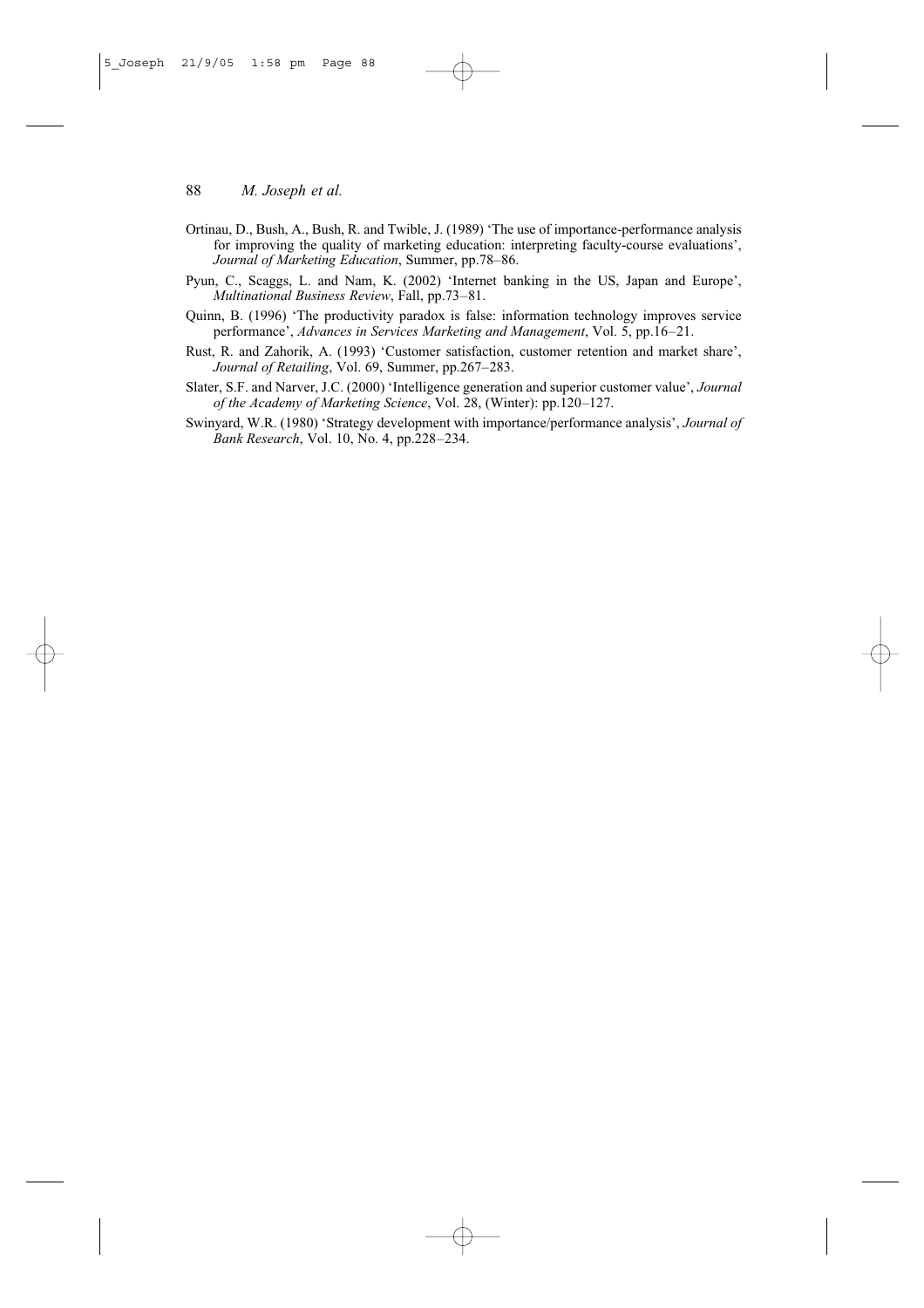Ortinau, D., Bush, A., Bush, R. and Twible, J. (1989) 'The use of importance-performance analysis for improving the quality of marketing education: interpreting faculty-course evaluations', *Journal of Marketing Education*, Summer, pp.78–86.

Pyun, C., Scaggs, L. and Nam, K. (2002) 'Internet banking in the US, Japan and Europe', *Multinational Business Review*, Fall, pp.73–81.

Quinn, B. (1996) 'The productivity paradox is false: information technology improves service performance', *Advances in Services Marketing and Management*, Vol. 5, pp.16–21.

Rust, R. and Zahorik, A. (1993) 'Customer satisfaction, customer retention and market share', *Journal of Retailing*, Vol. 69, Summer, pp.267–283.

Slater, S.F. and Narver, J.C. (2000) 'Intelligence generation and superior customer value', *Journal of the Academy of Marketing Science*, Vol. 28, (Winter): pp.120–127.

Swinyard, W.R. (1980) 'Strategy development with importance/performance analysis', *Journal of Bank Research*, Vol. 10, No. 4, pp.228–234.